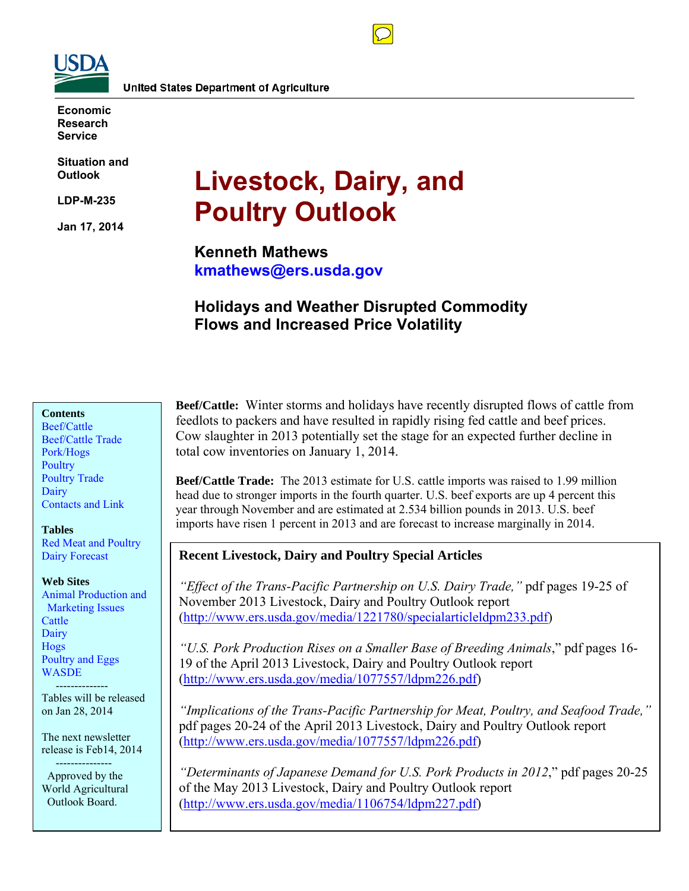United States Department of Agriculture

Economic Research Service

Situation and Outlook

LDP-M-235

Jan 17, 2014

# Livestock, Dairy, and Poultry Outlook

**Kenneth Mathews**
**kmathews@ers.usda.gov**

## Holidays and Weather Disrupted Commodity Flows and Increased Price Volatility

**Contents**
- Beef/Cattle
- Beef/Cattle Trade
- Pork/Hogs
- Poultry
- Poultry Trade
- Dairy
- Contacts and Link

**Tables**
- Red Meat and Poultry
- Dairy Forecast

**Web Sites**
- Animal Production and Marketing Issues
- Cattle
- Dairy
- Hogs
- Poultry and Eggs
- WASDE

--------------

Tables will be released on Jan 28, 2014

The next newsletter release is Feb14, 2014

---------------

Approved by the World Agricultural Outlook Board.

**Beef/Cattle:** Winter storms and holidays have recently disrupted flows of cattle from feedlots to packers and have resulted in rapidly rising fed cattle and beef prices. Cow slaughter in 2013 potentially set the stage for an expected further decline in total cow inventories on January 1, 2014.

**Beef/Cattle Trade:** The 2013 estimate for U.S. cattle imports was raised to 1.99 million head due to stronger imports in the fourth quarter. U.S. beef exports are up 4 percent this year through November and are estimated at 2.534 billion pounds in 2013. U.S. beef imports have risen 1 percent in 2013 and are forecast to increase marginally in 2014.

**Recent Livestock, Dairy and Poultry Special Articles**

*"Effect of the Trans-Pacific Partnership on U.S. Dairy Trade,"* pdf pages 19-25 of November 2013 Livestock, Dairy and Poultry Outlook report (http://www.ers.usda.gov/media/1221780/specialarticleldpm233.pdf)

*"U.S. Pork Production Rises on a Smaller Base of Breeding Animals*," pdf pages 16-19 of the April 2013 Livestock, Dairy and Poultry Outlook report (http://www.ers.usda.gov/media/1077557/ldpm226.pdf)

*"Implications of the Trans-Pacific Partnership for Meat, Poultry, and Seafood Trade,"* pdf pages 20-24 of the April 2013 Livestock, Dairy and Poultry Outlook report (http://www.ers.usda.gov/media/1077557/ldpm226.pdf)

*"Determinants of Japanese Demand for U.S. Pork Products in 2012*," pdf pages 20-25 of the May 2013 Livestock, Dairy and Poultry Outlook report (http://www.ers.usda.gov/media/1106754/ldpm227.pdf)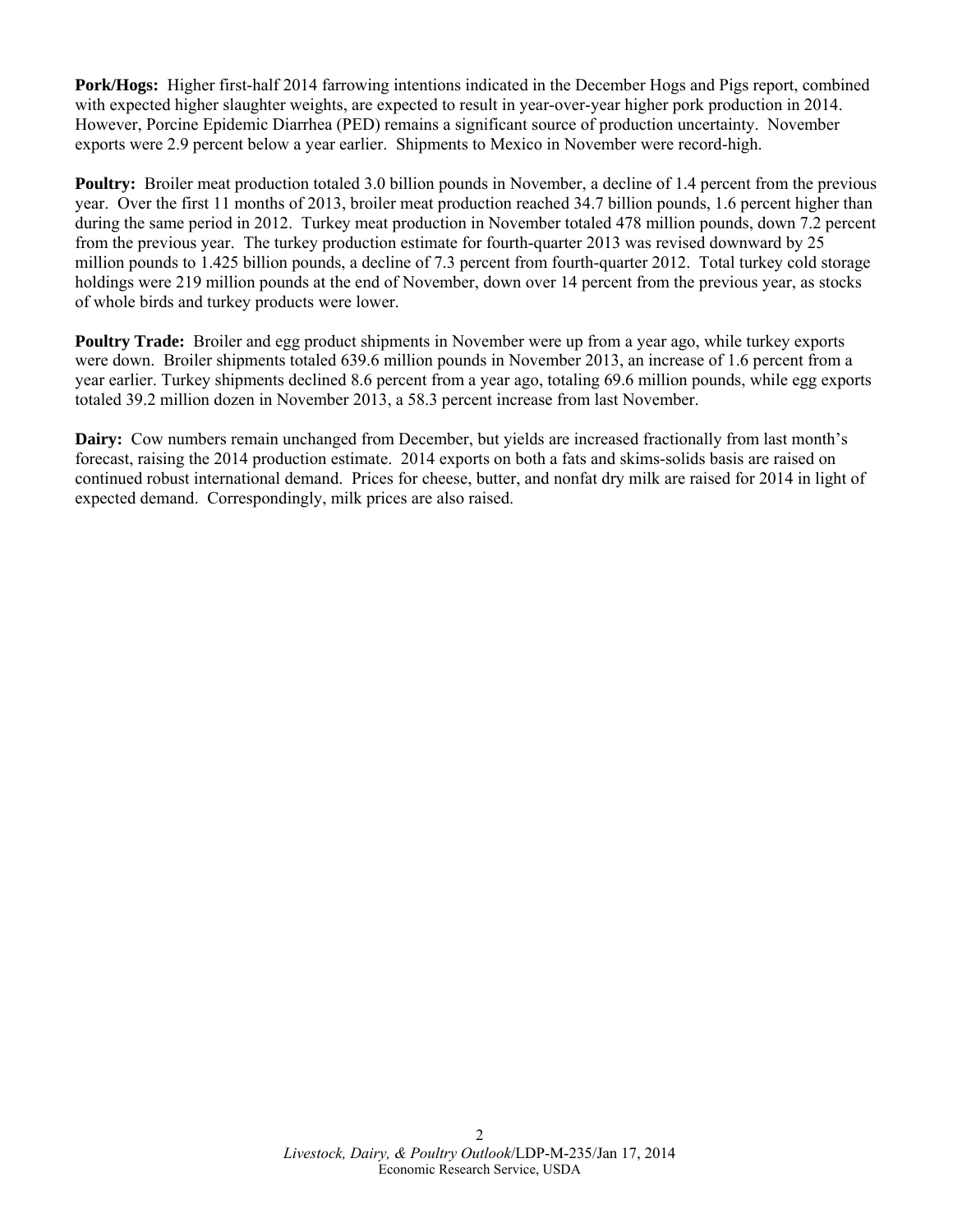**Pork/Hogs:** Higher first-half 2014 farrowing intentions indicated in the December Hogs and Pigs report, combined with expected higher slaughter weights, are expected to result in year-over-year higher pork production in 2014. However, Porcine Epidemic Diarrhea (PED) remains a significant source of production uncertainty. November exports were 2.9 percent below a year earlier. Shipments to Mexico in November were record-high.

**Poultry:** Broiler meat production totaled 3.0 billion pounds in November, a decline of 1.4 percent from the previous year. Over the first 11 months of 2013, broiler meat production reached 34.7 billion pounds, 1.6 percent higher than during the same period in 2012. Turkey meat production in November totaled 478 million pounds, down 7.2 percent from the previous year. The turkey production estimate for fourth-quarter 2013 was revised downward by 25 million pounds to 1.425 billion pounds, a decline of 7.3 percent from fourth-quarter 2012. Total turkey cold storage holdings were 219 million pounds at the end of November, down over 14 percent from the previous year, as stocks of whole birds and turkey products were lower.

**Poultry Trade:** Broiler and egg product shipments in November were up from a year ago, while turkey exports were down. Broiler shipments totaled 639.6 million pounds in November 2013, an increase of 1.6 percent from a year earlier. Turkey shipments declined 8.6 percent from a year ago, totaling 69.6 million pounds, while egg exports totaled 39.2 million dozen in November 2013, a 58.3 percent increase from last November.

**Dairy:** Cow numbers remain unchanged from December, but yields are increased fractionally from last month's forecast, raising the 2014 production estimate. 2014 exports on both a fats and skims-solids basis are raised on continued robust international demand. Prices for cheese, butter, and nonfat dry milk are raised for 2014 in light of expected demand. Correspondingly, milk prices are also raised.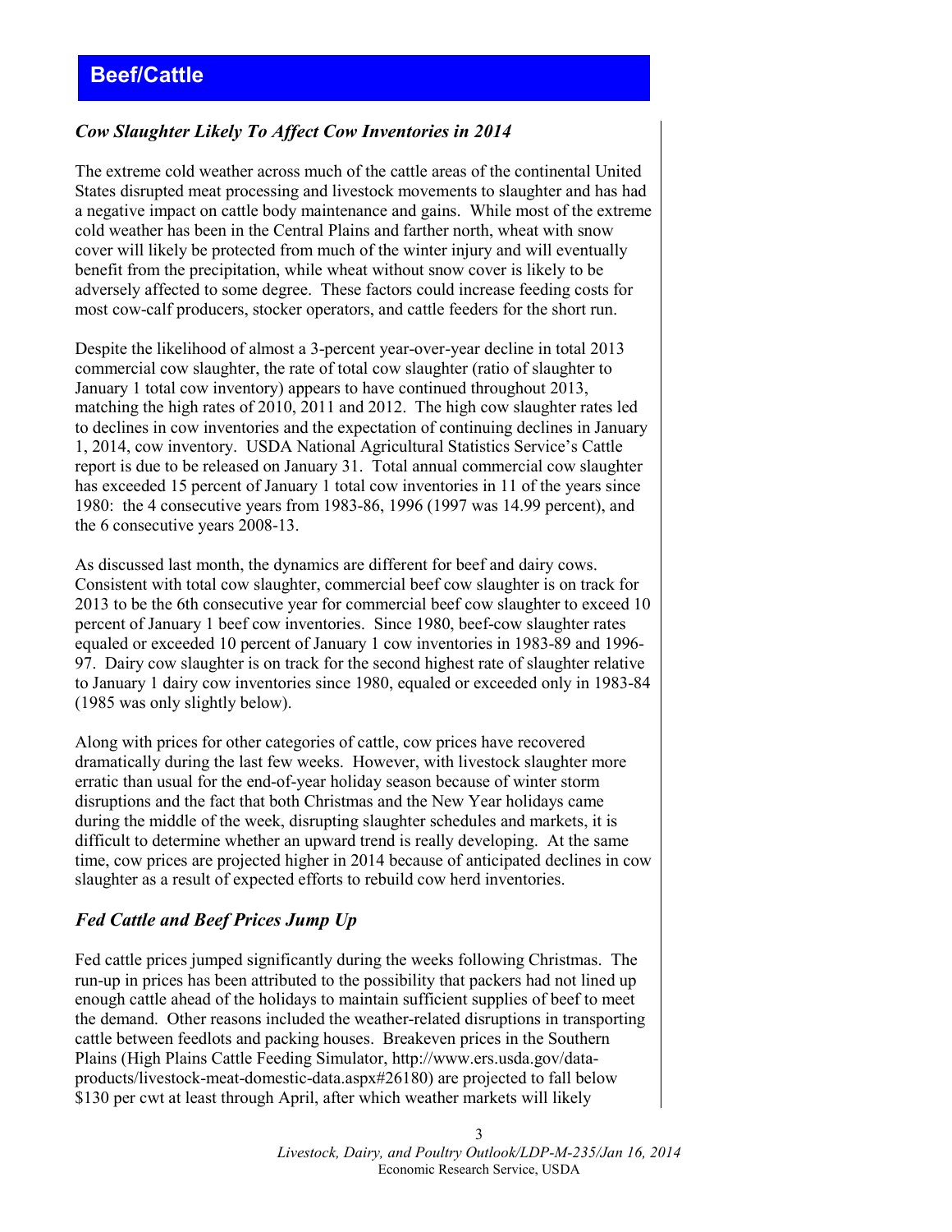# Beef/Cattle

## *Cow Slaughter Likely To Affect Cow Inventories in 2014*

The extreme cold weather across much of the cattle areas of the continental United States disrupted meat processing and livestock movements to slaughter and has had a negative impact on cattle body maintenance and gains. While most of the extreme cold weather has been in the Central Plains and farther north, wheat with snow cover will likely be protected from much of the winter injury and will eventually benefit from the precipitation, while wheat without snow cover is likely to be adversely affected to some degree. These factors could increase feeding costs for most cow-calf producers, stocker operators, and cattle feeders for the short run.

Despite the likelihood of almost a 3-percent year-over-year decline in total 2013 commercial cow slaughter, the rate of total cow slaughter (ratio of slaughter to January 1 total cow inventory) appears to have continued throughout 2013, matching the high rates of 2010, 2011 and 2012. The high cow slaughter rates led to declines in cow inventories and the expectation of continuing declines in January 1, 2014, cow inventory. USDA National Agricultural Statistics Service's Cattle report is due to be released on January 31. Total annual commercial cow slaughter has exceeded 15 percent of January 1 total cow inventories in 11 of the years since 1980: the 4 consecutive years from 1983-86, 1996 (1997 was 14.99 percent), and the 6 consecutive years 2008-13.

As discussed last month, the dynamics are different for beef and dairy cows. Consistent with total cow slaughter, commercial beef cow slaughter is on track for 2013 to be the 6th consecutive year for commercial beef cow slaughter to exceed 10 percent of January 1 beef cow inventories. Since 1980, beef-cow slaughter rates equaled or exceeded 10 percent of January 1 cow inventories in 1983-89 and 1996-97. Dairy cow slaughter is on track for the second highest rate of slaughter relative to January 1 dairy cow inventories since 1980, equaled or exceeded only in 1983-84 (1985 was only slightly below).

Along with prices for other categories of cattle, cow prices have recovered dramatically during the last few weeks. However, with livestock slaughter more erratic than usual for the end-of-year holiday season because of winter storm disruptions and the fact that both Christmas and the New Year holidays came during the middle of the week, disrupting slaughter schedules and markets, it is difficult to determine whether an upward trend is really developing. At the same time, cow prices are projected higher in 2014 because of anticipated declines in cow slaughter as a result of expected efforts to rebuild cow herd inventories.

## *Fed Cattle and Beef Prices Jump Up*

Fed cattle prices jumped significantly during the weeks following Christmas. The run-up in prices has been attributed to the possibility that packers had not lined up enough cattle ahead of the holidays to maintain sufficient supplies of beef to meet the demand. Other reasons included the weather-related disruptions in transporting cattle between feedlots and packing houses. Breakeven prices in the Southern Plains (High Plains Cattle Feeding Simulator, http://www.ers.usda.gov/data-products/livestock-meat-domestic-data.aspx#26180) are projected to fall below $130 per cwt at least through April, after which weather markets will likely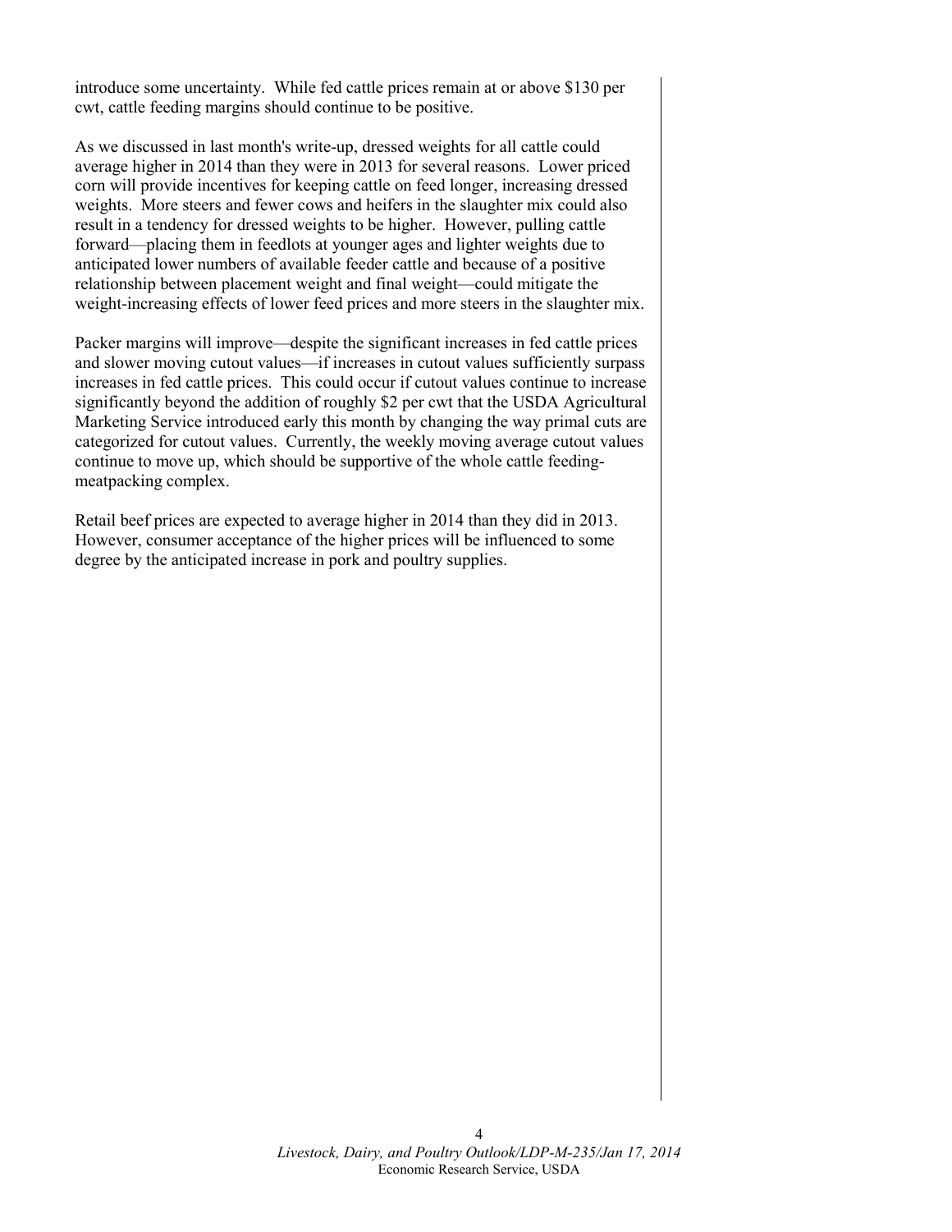introduce some uncertainty. While fed cattle prices remain at or above $130 per cwt, cattle feeding margins should continue to be positive.

As we discussed in last month's write-up, dressed weights for all cattle could average higher in 2014 than they were in 2013 for several reasons. Lower priced corn will provide incentives for keeping cattle on feed longer, increasing dressed weights. More steers and fewer cows and heifers in the slaughter mix could also result in a tendency for dressed weights to be higher. However, pulling cattle forward—placing them in feedlots at younger ages and lighter weights due to anticipated lower numbers of available feeder cattle and because of a positive relationship between placement weight and final weight—could mitigate the weight-increasing effects of lower feed prices and more steers in the slaughter mix.

Packer margins will improve—despite the significant increases in fed cattle prices and slower moving cutout values—if increases in cutout values sufficiently surpass increases in fed cattle prices. This could occur if cutout values continue to increase significantly beyond the addition of roughly $2 per cwt that the USDA Agricultural Marketing Service introduced early this month by changing the way primal cuts are categorized for cutout values. Currently, the weekly moving average cutout values continue to move up, which should be supportive of the whole cattle feeding-meatpacking complex.

Retail beef prices are expected to average higher in 2014 than they did in 2013. However, consumer acceptance of the higher prices will be influenced to some degree by the anticipated increase in pork and poultry supplies.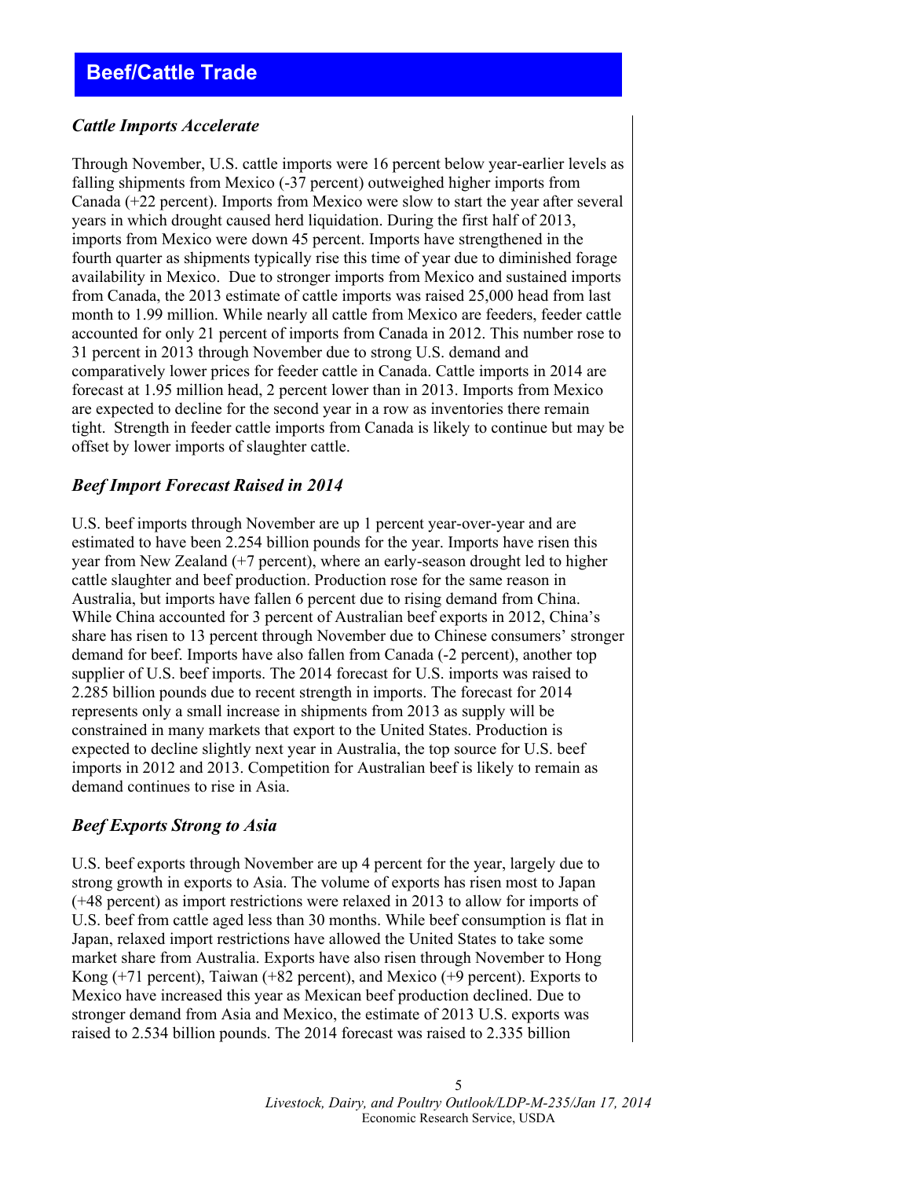## Beef/Cattle Trade

### *Cattle Imports Accelerate*

Through November, U.S. cattle imports were 16 percent below year-earlier levels as falling shipments from Mexico (-37 percent) outweighed higher imports from Canada (+22 percent). Imports from Mexico were slow to start the year after several years in which drought caused herd liquidation. During the first half of 2013, imports from Mexico were down 45 percent. Imports have strengthened in the fourth quarter as shipments typically rise this time of year due to diminished forage availability in Mexico. Due to stronger imports from Mexico and sustained imports from Canada, the 2013 estimate of cattle imports was raised 25,000 head from last month to 1.99 million. While nearly all cattle from Mexico are feeders, feeder cattle accounted for only 21 percent of imports from Canada in 2012. This number rose to 31 percent in 2013 through November due to strong U.S. demand and comparatively lower prices for feeder cattle in Canada. Cattle imports in 2014 are forecast at 1.95 million head, 2 percent lower than in 2013. Imports from Mexico are expected to decline for the second year in a row as inventories there remain tight. Strength in feeder cattle imports from Canada is likely to continue but may be offset by lower imports of slaughter cattle.

### *Beef Import Forecast Raised in 2014*

U.S. beef imports through November are up 1 percent year-over-year and are estimated to have been 2.254 billion pounds for the year. Imports have risen this year from New Zealand (+7 percent), where an early-season drought led to higher cattle slaughter and beef production. Production rose for the same reason in Australia, but imports have fallen 6 percent due to rising demand from China. While China accounted for 3 percent of Australian beef exports in 2012, China's share has risen to 13 percent through November due to Chinese consumers' stronger demand for beef. Imports have also fallen from Canada (-2 percent), another top supplier of U.S. beef imports. The 2014 forecast for U.S. imports was raised to 2.285 billion pounds due to recent strength in imports. The forecast for 2014 represents only a small increase in shipments from 2013 as supply will be constrained in many markets that export to the United States. Production is expected to decline slightly next year in Australia, the top source for U.S. beef imports in 2012 and 2013. Competition for Australian beef is likely to remain as demand continues to rise in Asia.

### *Beef Exports Strong to Asia*

U.S. beef exports through November are up 4 percent for the year, largely due to strong growth in exports to Asia. The volume of exports has risen most to Japan (+48 percent) as import restrictions were relaxed in 2013 to allow for imports of U.S. beef from cattle aged less than 30 months. While beef consumption is flat in Japan, relaxed import restrictions have allowed the United States to take some market share from Australia. Exports have also risen through November to Hong Kong (+71 percent), Taiwan (+82 percent), and Mexico (+9 percent). Exports to Mexico have increased this year as Mexican beef production declined. Due to stronger demand from Asia and Mexico, the estimate of 2013 U.S. exports was raised to 2.534 billion pounds. The 2014 forecast was raised to 2.335 billion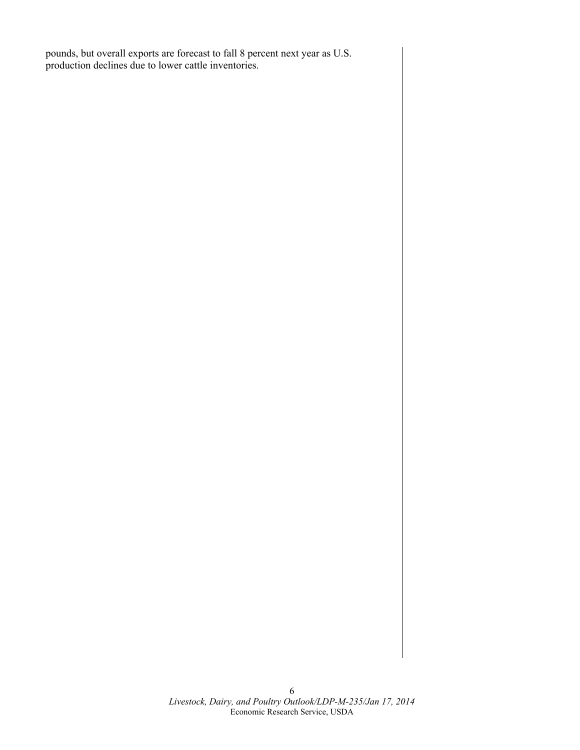pounds, but overall exports are forecast to fall 8 percent next year as U.S. production declines due to lower cattle inventories.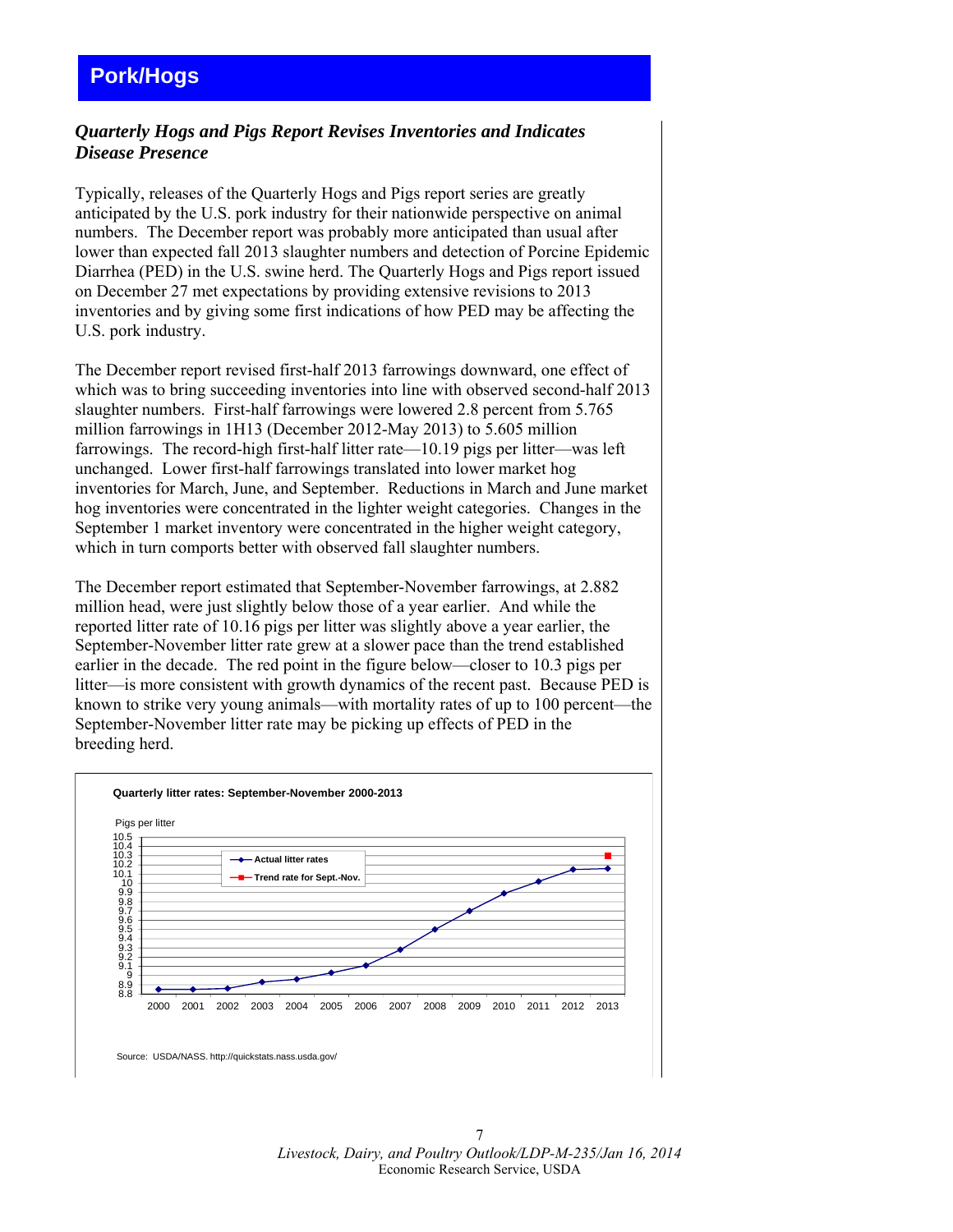# Pork/Hogs

## *Quarterly Hogs and Pigs Report Revises Inventories and Indicates Disease Presence*

Typically, releases of the Quarterly Hogs and Pigs report series are greatly anticipated by the U.S. pork industry for their nationwide perspective on animal numbers. The December report was probably more anticipated than usual after lower than expected fall 2013 slaughter numbers and detection of Porcine Epidemic Diarrhea (PED) in the U.S. swine herd. The Quarterly Hogs and Pigs report issued on December 27 met expectations by providing extensive revisions to 2013 inventories and by giving some first indications of how PED may be affecting the U.S. pork industry.

The December report revised first-half 2013 farrowings downward, one effect of which was to bring succeeding inventories into line with observed second-half 2013 slaughter numbers. First-half farrowings were lowered 2.8 percent from 5.765 million farrowings in 1H13 (December 2012-May 2013) to 5.605 million farrowings. The record-high first-half litter rate—10.19 pigs per litter—was left unchanged. Lower first-half farrowings translated into lower market hog inventories for March, June, and September. Reductions in March and June market hog inventories were concentrated in the lighter weight categories. Changes in the September 1 market inventory were concentrated in the higher weight category, which in turn comports better with observed fall slaughter numbers.

The December report estimated that September-November farrowings, at 2.882 million head, were just slightly below those of a year earlier. And while the reported litter rate of 10.16 pigs per litter was slightly above a year earlier, the September-November litter rate grew at a slower pace than the trend established earlier in the decade. The red point in the figure below—closer to 10.3 pigs per litter—is more consistent with growth dynamics of the recent past. Because PED is known to strike very young animals—with mortality rates of up to 100 percent—the September-November litter rate may be picking up effects of PED in the breeding herd.

**Quarterly litter rates: September-November 2000-2013**

Pigs per litter

Legend: Actual litter rates; Trend rate for Sept.-Nov.

Source: USDA/NASS. http://quickstats.nass.usda.gov/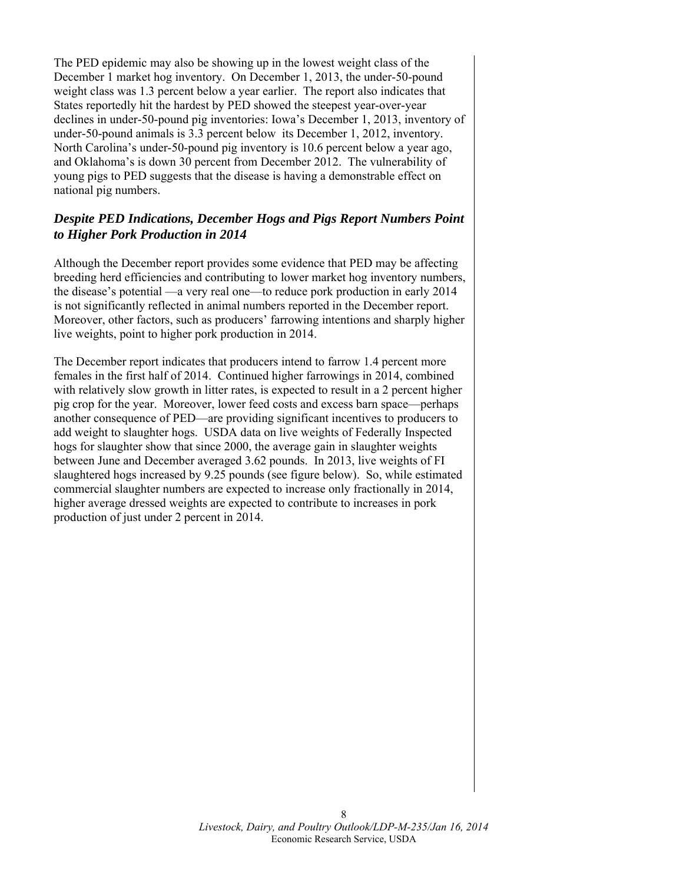The PED epidemic may also be showing up in the lowest weight class of the December 1 market hog inventory. On December 1, 2013, the under-50-pound weight class was 1.3 percent below a year earlier. The report also indicates that States reportedly hit the hardest by PED showed the steepest year-over-year declines in under-50-pound pig inventories: Iowa's December 1, 2013, inventory of under-50-pound animals is 3.3 percent below its December 1, 2012, inventory. North Carolina's under-50-pound pig inventory is 10.6 percent below a year ago, and Oklahoma's is down 30 percent from December 2012. The vulnerability of young pigs to PED suggests that the disease is having a demonstrable effect on national pig numbers.

### *Despite PED Indications, December Hogs and Pigs Report Numbers Point to Higher Pork Production in 2014*

Although the December report provides some evidence that PED may be affecting breeding herd efficiencies and contributing to lower market hog inventory numbers, the disease's potential —a very real one—to reduce pork production in early 2014 is not significantly reflected in animal numbers reported in the December report. Moreover, other factors, such as producers' farrowing intentions and sharply higher live weights, point to higher pork production in 2014.

The December report indicates that producers intend to farrow 1.4 percent more females in the first half of 2014. Continued higher farrowings in 2014, combined with relatively slow growth in litter rates, is expected to result in a 2 percent higher pig crop for the year. Moreover, lower feed costs and excess barn space—perhaps another consequence of PED—are providing significant incentives to producers to add weight to slaughter hogs. USDA data on live weights of Federally Inspected hogs for slaughter show that since 2000, the average gain in slaughter weights between June and December averaged 3.62 pounds. In 2013, live weights of FI slaughtered hogs increased by 9.25 pounds (see figure below). So, while estimated commercial slaughter numbers are expected to increase only fractionally in 2014, higher average dressed weights are expected to contribute to increases in pork production of just under 2 percent in 2014.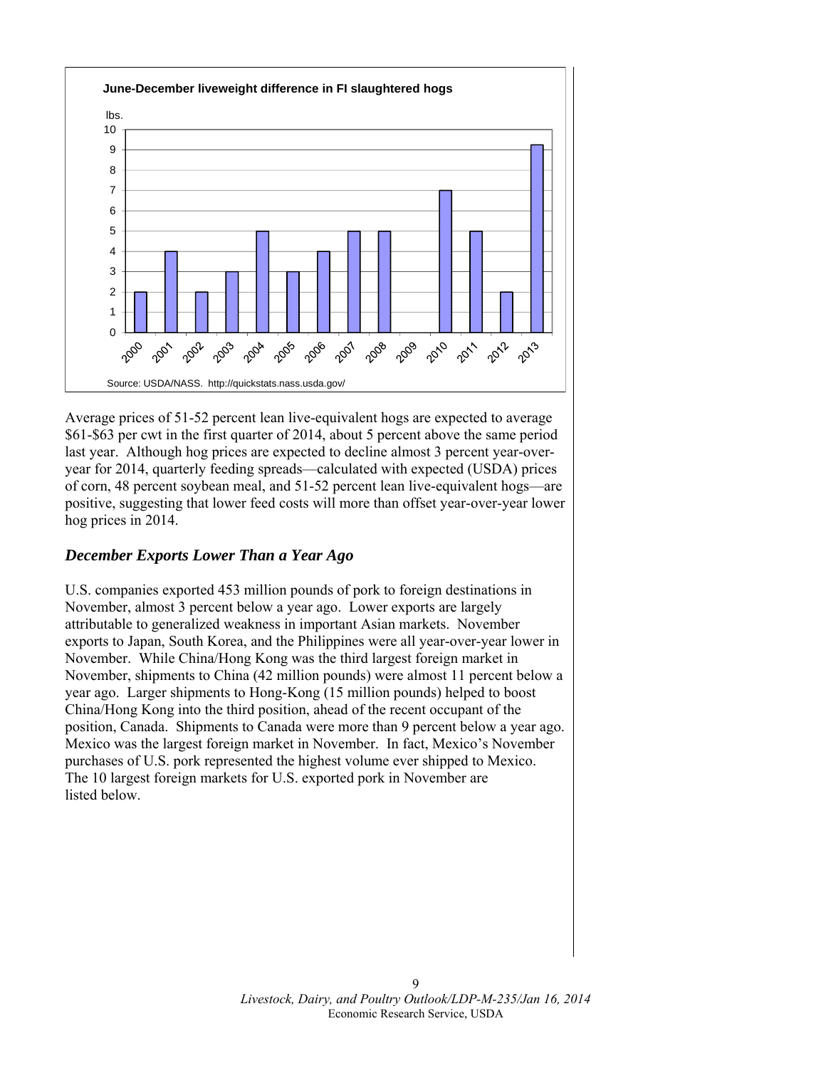**June-December liveweight difference in FI slaughtered hogs**

Source: USDA/NASS. http://quickstats.nass.usda.gov/

Average prices of 51-52 percent lean live-equivalent hogs are expected to average \$61-\$63 per cwt in the first quarter of 2014, about 5 percent above the same period last year. Although hog prices are expected to decline almost 3 percent year-over-year for 2014, quarterly feeding spreads—calculated with expected (USDA) prices of corn, 48 percent soybean meal, and 51-52 percent lean live-equivalent hogs—are positive, suggesting that lower feed costs will more than offset year-over-year lower hog prices in 2014.

### *December Exports Lower Than a Year Ago*

U.S. companies exported 453 million pounds of pork to foreign destinations in November, almost 3 percent below a year ago. Lower exports are largely attributable to generalized weakness in important Asian markets. November exports to Japan, South Korea, and the Philippines were all year-over-year lower in November. While China/Hong Kong was the third largest foreign market in November, shipments to China (42 million pounds) were almost 11 percent below a year ago. Larger shipments to Hong-Kong (15 million pounds) helped to boost China/Hong Kong into the third position, ahead of the recent occupant of the position, Canada. Shipments to Canada were more than 9 percent below a year ago. Mexico was the largest foreign market in November. In fact, Mexico's November purchases of U.S. pork represented the highest volume ever shipped to Mexico. The 10 largest foreign markets for U.S. exported pork in November are listed below.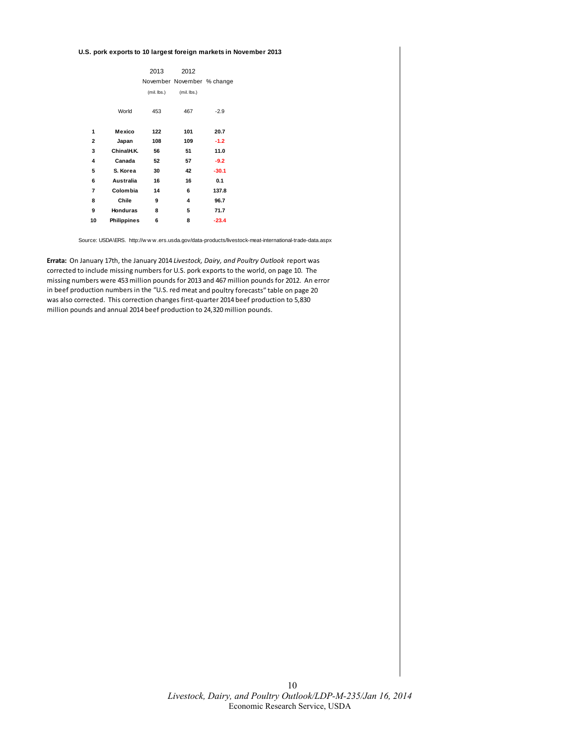**U.S. pork exports to 10 largest foreign markets in November 2013**

| | | 2013 November (mil. lbs.) | 2012 November (mil. lbs.) | % change |
|---|---|---|---|---|
| | World | 453 | 467 | -2.9 |
| **1** | **Mexico** | **122** | **101** | **20.7** |
| **2** | **Japan** | **108** | **109** | **-1.2** |
| **3** | **China\H.K.** | **56** | **51** | **11.0** |
| **4** | **Canada** | **52** | **57** | **-9.2** |
| **5** | **S. Korea** | **30** | **42** | **-30.1** |
| **6** | **Australia** | **16** | **16** | **0.1** |
| **7** | **Colombia** | **14** | **6** | **137.8** |
| **8** | **Chile** | **9** | **4** | **96.7** |
| **9** | **Honduras** | **8** | **5** | **71.7** |
| **10** | **Philippines** | **6** | **8** | **-23.4** |

Source: USDA\ERS. http://www.ers.usda.gov/data-products/livestock-meat-international-trade-data.aspx

**Errata:** On January 17th, the January 2014 *Livestock, Dairy, and Poultry Outlook* report was corrected to include missing numbers for U.S. pork exports to the world, on page 10. The missing numbers were 453 million pounds for 2013 and 467 million pounds for 2012. An error in beef production numbers in the "U.S. red meat and poultry forecasts" table on page 20 was also corrected. This correction changes first-quarter 2014 beef production to 5,830 million pounds and annual 2014 beef production to 24,320 million pounds.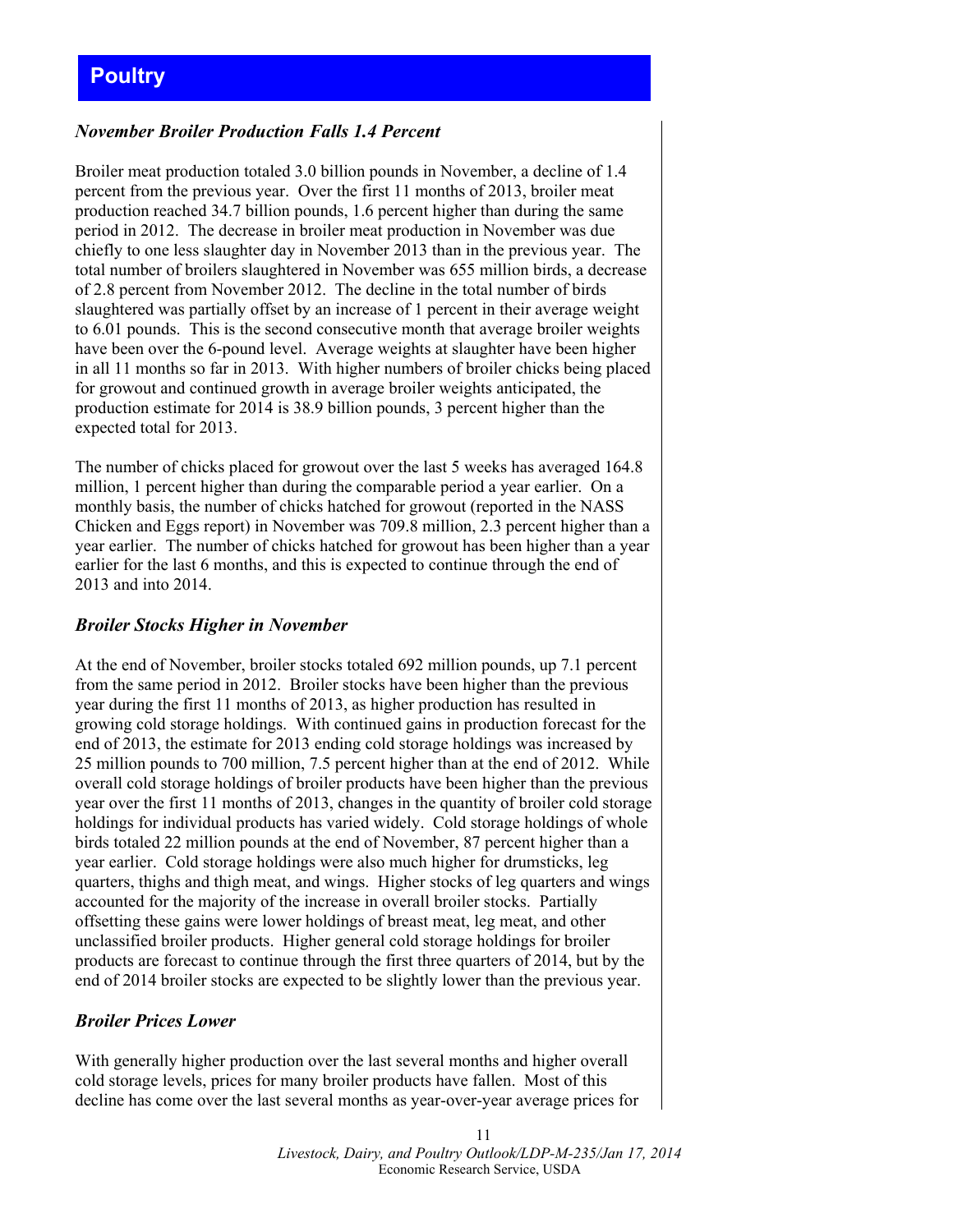# Poultry

### *November Broiler Production Falls 1.4 Percent*

Broiler meat production totaled 3.0 billion pounds in November, a decline of 1.4 percent from the previous year. Over the first 11 months of 2013, broiler meat production reached 34.7 billion pounds, 1.6 percent higher than during the same period in 2012. The decrease in broiler meat production in November was due chiefly to one less slaughter day in November 2013 than in the previous year. The total number of broilers slaughtered in November was 655 million birds, a decrease of 2.8 percent from November 2012. The decline in the total number of birds slaughtered was partially offset by an increase of 1 percent in their average weight to 6.01 pounds. This is the second consecutive month that average broiler weights have been over the 6-pound level. Average weights at slaughter have been higher in all 11 months so far in 2013. With higher numbers of broiler chicks being placed for growout and continued growth in average broiler weights anticipated, the production estimate for 2014 is 38.9 billion pounds, 3 percent higher than the expected total for 2013.

The number of chicks placed for growout over the last 5 weeks has averaged 164.8 million, 1 percent higher than during the comparable period a year earlier. On a monthly basis, the number of chicks hatched for growout (reported in the NASS Chicken and Eggs report) in November was 709.8 million, 2.3 percent higher than a year earlier. The number of chicks hatched for growout has been higher than a year earlier for the last 6 months, and this is expected to continue through the end of 2013 and into 2014.

### *Broiler Stocks Higher in November*

At the end of November, broiler stocks totaled 692 million pounds, up 7.1 percent from the same period in 2012. Broiler stocks have been higher than the previous year during the first 11 months of 2013, as higher production has resulted in growing cold storage holdings. With continued gains in production forecast for the end of 2013, the estimate for 2013 ending cold storage holdings was increased by 25 million pounds to 700 million, 7.5 percent higher than at the end of 2012. While overall cold storage holdings of broiler products have been higher than the previous year over the first 11 months of 2013, changes in the quantity of broiler cold storage holdings for individual products has varied widely. Cold storage holdings of whole birds totaled 22 million pounds at the end of November, 87 percent higher than a year earlier. Cold storage holdings were also much higher for drumsticks, leg quarters, thighs and thigh meat, and wings. Higher stocks of leg quarters and wings accounted for the majority of the increase in overall broiler stocks. Partially offsetting these gains were lower holdings of breast meat, leg meat, and other unclassified broiler products. Higher general cold storage holdings for broiler products are forecast to continue through the first three quarters of 2014, but by the end of 2014 broiler stocks are expected to be slightly lower than the previous year.

### *Broiler Prices Lower*

With generally higher production over the last several months and higher overall cold storage levels, prices for many broiler products have fallen. Most of this decline has come over the last several months as year-over-year average prices for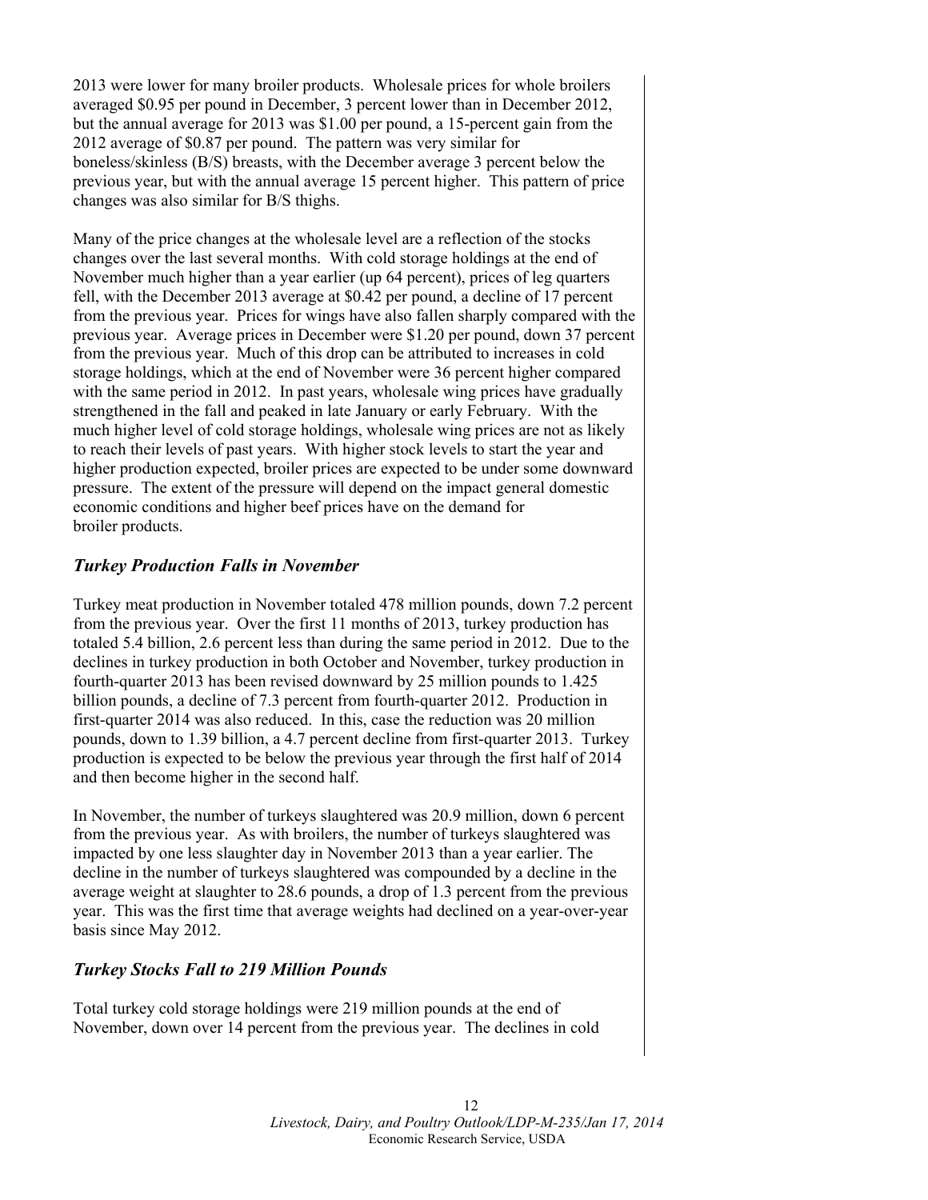2013 were lower for many broiler products. Wholesale prices for whole broilers averaged $0.95 per pound in December, 3 percent lower than in December 2012, but the annual average for 2013 was $1.00 per pound, a 15-percent gain from the 2012 average of $0.87 per pound. The pattern was very similar for boneless/skinless (B/S) breasts, with the December average 3 percent below the previous year, but with the annual average 15 percent higher. This pattern of price changes was also similar for B/S thighs.

Many of the price changes at the wholesale level are a reflection of the stocks changes over the last several months. With cold storage holdings at the end of November much higher than a year earlier (up 64 percent), prices of leg quarters fell, with the December 2013 average at $0.42 per pound, a decline of 17 percent from the previous year. Prices for wings have also fallen sharply compared with the previous year. Average prices in December were $1.20 per pound, down 37 percent from the previous year. Much of this drop can be attributed to increases in cold storage holdings, which at the end of November were 36 percent higher compared with the same period in 2012. In past years, wholesale wing prices have gradually strengthened in the fall and peaked in late January or early February. With the much higher level of cold storage holdings, wholesale wing prices are not as likely to reach their levels of past years. With higher stock levels to start the year and higher production expected, broiler prices are expected to be under some downward pressure. The extent of the pressure will depend on the impact general domestic economic conditions and higher beef prices have on the demand for broiler products.

## *Turkey Production Falls in November*

Turkey meat production in November totaled 478 million pounds, down 7.2 percent from the previous year. Over the first 11 months of 2013, turkey production has totaled 5.4 billion, 2.6 percent less than during the same period in 2012. Due to the declines in turkey production in both October and November, turkey production in fourth-quarter 2013 has been revised downward by 25 million pounds to 1.425 billion pounds, a decline of 7.3 percent from fourth-quarter 2012. Production in first-quarter 2014 was also reduced. In this, case the reduction was 20 million pounds, down to 1.39 billion, a 4.7 percent decline from first-quarter 2013. Turkey production is expected to be below the previous year through the first half of 2014 and then become higher in the second half.

In November, the number of turkeys slaughtered was 20.9 million, down 6 percent from the previous year. As with broilers, the number of turkeys slaughtered was impacted by one less slaughter day in November 2013 than a year earlier. The decline in the number of turkeys slaughtered was compounded by a decline in the average weight at slaughter to 28.6 pounds, a drop of 1.3 percent from the previous year. This was the first time that average weights had declined on a year-over-year basis since May 2012.

## *Turkey Stocks Fall to 219 Million Pounds*

Total turkey cold storage holdings were 219 million pounds at the end of November, down over 14 percent from the previous year. The declines in cold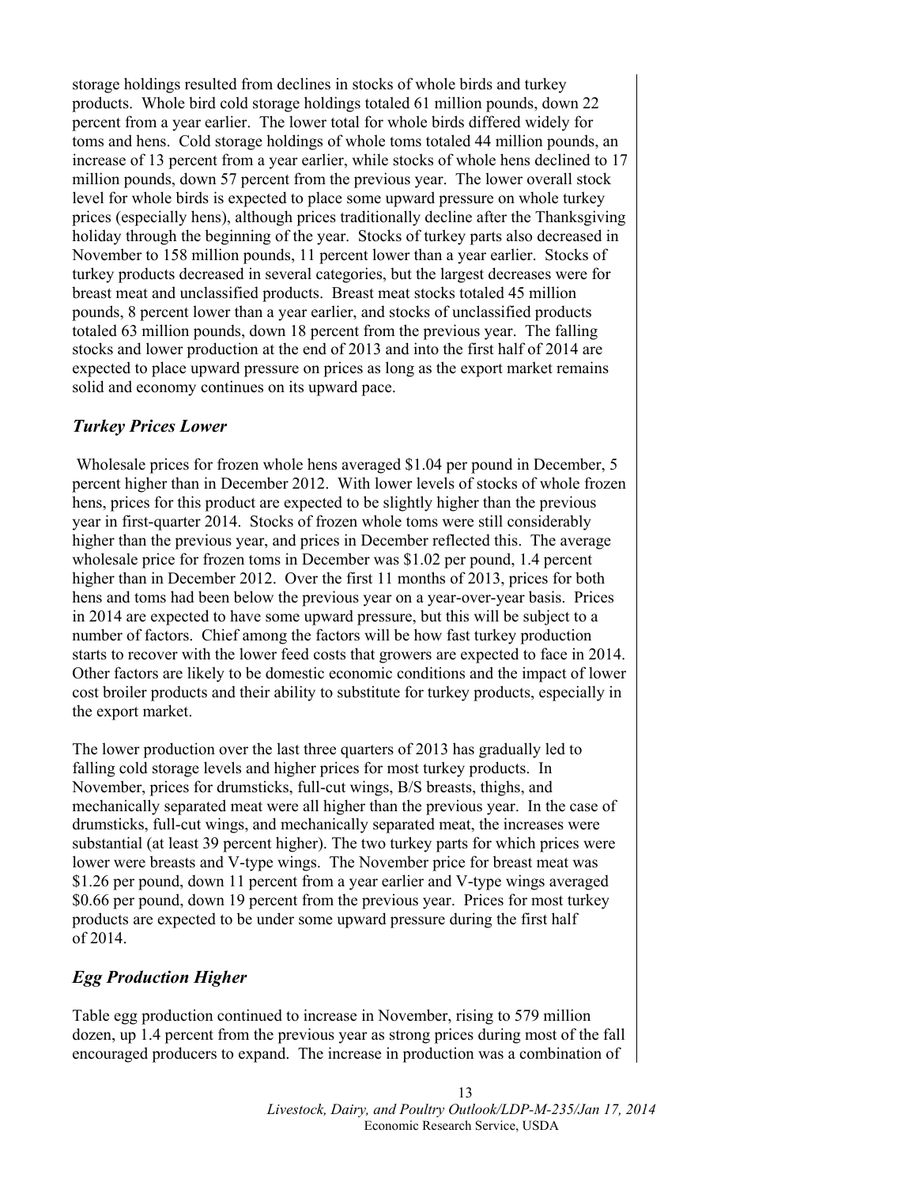storage holdings resulted from declines in stocks of whole birds and turkey products. Whole bird cold storage holdings totaled 61 million pounds, down 22 percent from a year earlier. The lower total for whole birds differed widely for toms and hens. Cold storage holdings of whole toms totaled 44 million pounds, an increase of 13 percent from a year earlier, while stocks of whole hens declined to 17 million pounds, down 57 percent from the previous year. The lower overall stock level for whole birds is expected to place some upward pressure on whole turkey prices (especially hens), although prices traditionally decline after the Thanksgiving holiday through the beginning of the year. Stocks of turkey parts also decreased in November to 158 million pounds, 11 percent lower than a year earlier. Stocks of turkey products decreased in several categories, but the largest decreases were for breast meat and unclassified products. Breast meat stocks totaled 45 million pounds, 8 percent lower than a year earlier, and stocks of unclassified products totaled 63 million pounds, down 18 percent from the previous year. The falling stocks and lower production at the end of 2013 and into the first half of 2014 are expected to place upward pressure on prices as long as the export market remains solid and economy continues on its upward pace.

### *Turkey Prices Lower*

Wholesale prices for frozen whole hens averaged $1.04 per pound in December, 5 percent higher than in December 2012. With lower levels of stocks of whole frozen hens, prices for this product are expected to be slightly higher than the previous year in first-quarter 2014. Stocks of frozen whole toms were still considerably higher than the previous year, and prices in December reflected this. The average wholesale price for frozen toms in December was $1.02 per pound, 1.4 percent higher than in December 2012. Over the first 11 months of 2013, prices for both hens and toms had been below the previous year on a year-over-year basis. Prices in 2014 are expected to have some upward pressure, but this will be subject to a number of factors. Chief among the factors will be how fast turkey production starts to recover with the lower feed costs that growers are expected to face in 2014. Other factors are likely to be domestic economic conditions and the impact of lower cost broiler products and their ability to substitute for turkey products, especially in the export market.

The lower production over the last three quarters of 2013 has gradually led to falling cold storage levels and higher prices for most turkey products. In November, prices for drumsticks, full-cut wings, B/S breasts, thighs, and mechanically separated meat were all higher than the previous year. In the case of drumsticks, full-cut wings, and mechanically separated meat, the increases were substantial (at least 39 percent higher). The two turkey parts for which prices were lower were breasts and V-type wings. The November price for breast meat was $1.26 per pound, down 11 percent from a year earlier and V-type wings averaged $0.66 per pound, down 19 percent from the previous year. Prices for most turkey products are expected to be under some upward pressure during the first half of 2014.

### *Egg Production Higher*

Table egg production continued to increase in November, rising to 579 million dozen, up 1.4 percent from the previous year as strong prices during most of the fall encouraged producers to expand. The increase in production was a combination of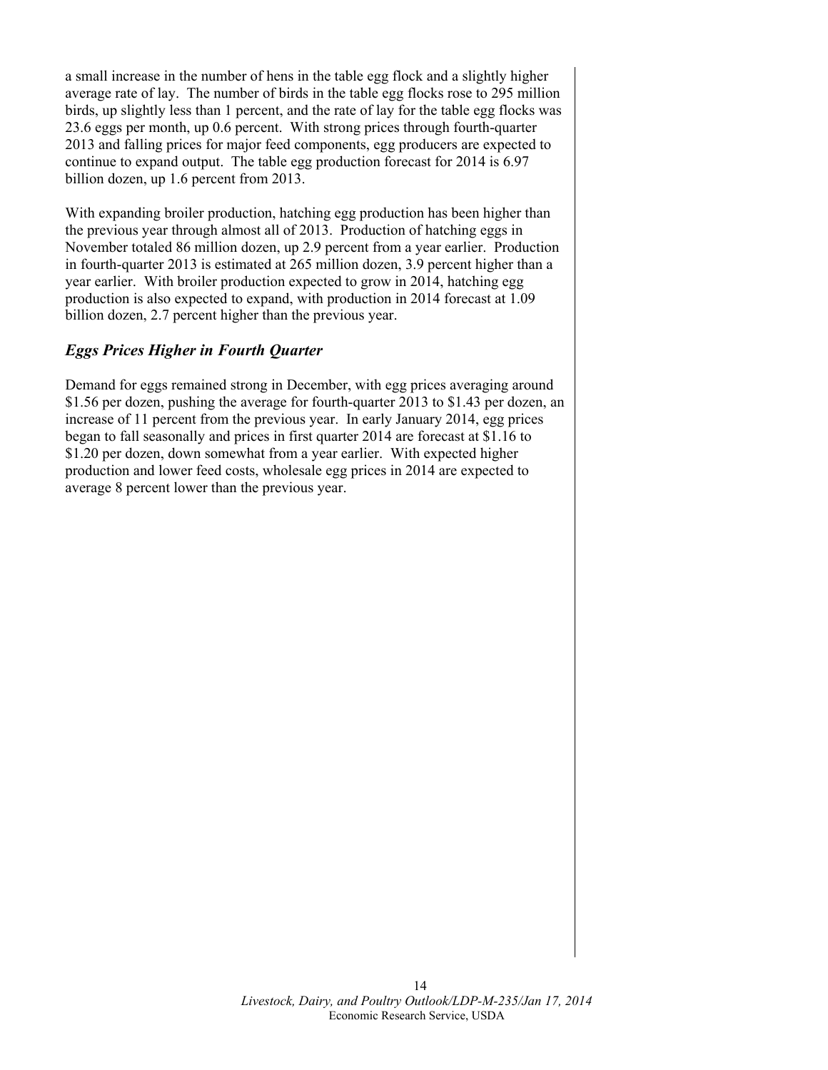a small increase in the number of hens in the table egg flock and a slightly higher average rate of lay. The number of birds in the table egg flocks rose to 295 million birds, up slightly less than 1 percent, and the rate of lay for the table egg flocks was 23.6 eggs per month, up 0.6 percent. With strong prices through fourth-quarter 2013 and falling prices for major feed components, egg producers are expected to continue to expand output. The table egg production forecast for 2014 is 6.97 billion dozen, up 1.6 percent from 2013.

With expanding broiler production, hatching egg production has been higher than the previous year through almost all of 2013. Production of hatching eggs in November totaled 86 million dozen, up 2.9 percent from a year earlier. Production in fourth-quarter 2013 is estimated at 265 million dozen, 3.9 percent higher than a year earlier. With broiler production expected to grow in 2014, hatching egg production is also expected to expand, with production in 2014 forecast at 1.09 billion dozen, 2.7 percent higher than the previous year.

### *Eggs Prices Higher in Fourth Quarter*

Demand for eggs remained strong in December, with egg prices averaging around $1.56 per dozen, pushing the average for fourth-quarter 2013 to $1.43 per dozen, an increase of 11 percent from the previous year. In early January 2014, egg prices began to fall seasonally and prices in first quarter 2014 are forecast at $1.16 to $1.20 per dozen, down somewhat from a year earlier. With expected higher production and lower feed costs, wholesale egg prices in 2014 are expected to average 8 percent lower than the previous year.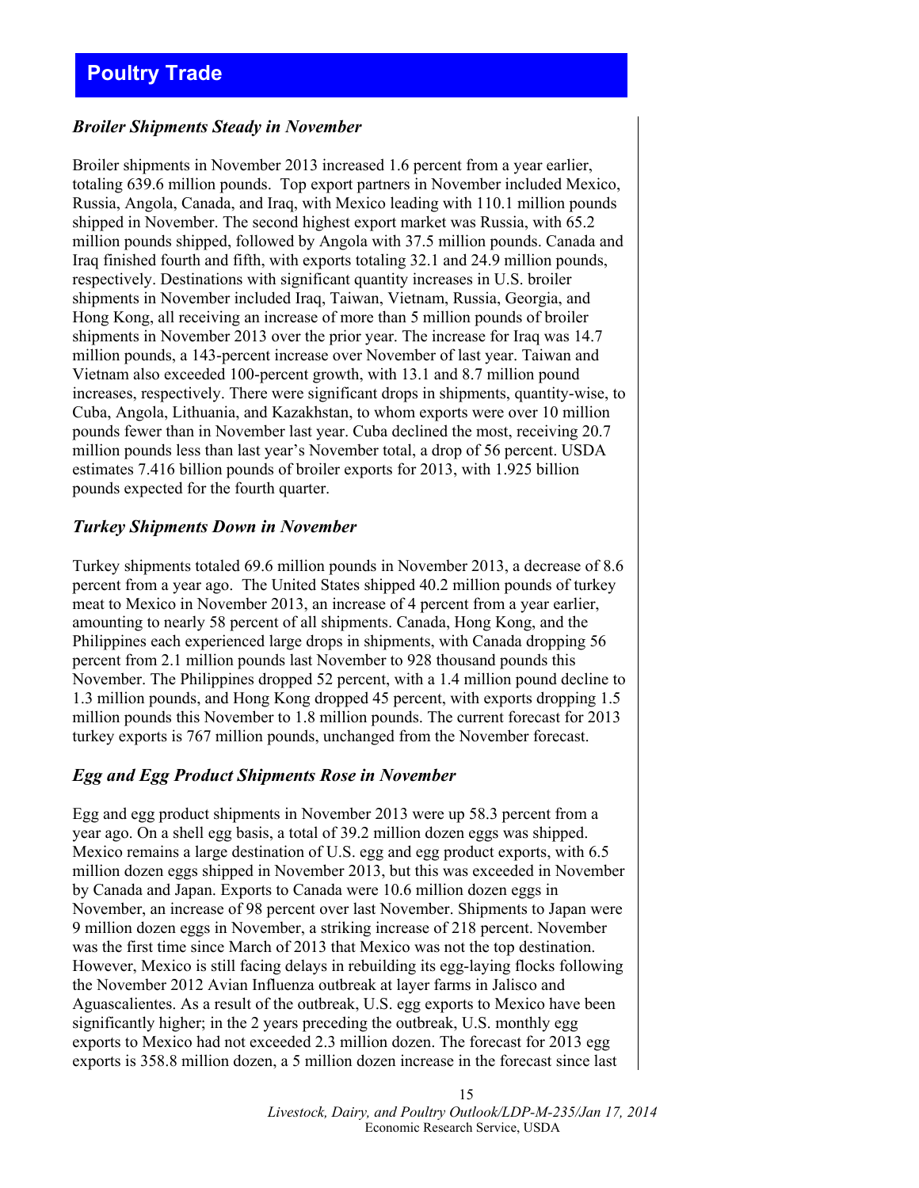# Poultry Trade

### *Broiler Shipments Steady in November*

Broiler shipments in November 2013 increased 1.6 percent from a year earlier, totaling 639.6 million pounds. Top export partners in November included Mexico, Russia, Angola, Canada, and Iraq, with Mexico leading with 110.1 million pounds shipped in November. The second highest export market was Russia, with 65.2 million pounds shipped, followed by Angola with 37.5 million pounds. Canada and Iraq finished fourth and fifth, with exports totaling 32.1 and 24.9 million pounds, respectively. Destinations with significant quantity increases in U.S. broiler shipments in November included Iraq, Taiwan, Vietnam, Russia, Georgia, and Hong Kong, all receiving an increase of more than 5 million pounds of broiler shipments in November 2013 over the prior year. The increase for Iraq was 14.7 million pounds, a 143-percent increase over November of last year. Taiwan and Vietnam also exceeded 100-percent growth, with 13.1 and 8.7 million pound increases, respectively. There were significant drops in shipments, quantity-wise, to Cuba, Angola, Lithuania, and Kazakhstan, to whom exports were over 10 million pounds fewer than in November last year. Cuba declined the most, receiving 20.7 million pounds less than last year's November total, a drop of 56 percent. USDA estimates 7.416 billion pounds of broiler exports for 2013, with 1.925 billion pounds expected for the fourth quarter.

### *Turkey Shipments Down in November*

Turkey shipments totaled 69.6 million pounds in November 2013, a decrease of 8.6 percent from a year ago. The United States shipped 40.2 million pounds of turkey meat to Mexico in November 2013, an increase of 4 percent from a year earlier, amounting to nearly 58 percent of all shipments. Canada, Hong Kong, and the Philippines each experienced large drops in shipments, with Canada dropping 56 percent from 2.1 million pounds last November to 928 thousand pounds this November. The Philippines dropped 52 percent, with a 1.4 million pound decline to 1.3 million pounds, and Hong Kong dropped 45 percent, with exports dropping 1.5 million pounds this November to 1.8 million pounds. The current forecast for 2013 turkey exports is 767 million pounds, unchanged from the November forecast.

### *Egg and Egg Product Shipments Rose in November*

Egg and egg product shipments in November 2013 were up 58.3 percent from a year ago. On a shell egg basis, a total of 39.2 million dozen eggs was shipped. Mexico remains a large destination of U.S. egg and egg product exports, with 6.5 million dozen eggs shipped in November 2013, but this was exceeded in November by Canada and Japan. Exports to Canada were 10.6 million dozen eggs in November, an increase of 98 percent over last November. Shipments to Japan were 9 million dozen eggs in November, a striking increase of 218 percent. November was the first time since March of 2013 that Mexico was not the top destination. However, Mexico is still facing delays in rebuilding its egg-laying flocks following the November 2012 Avian Influenza outbreak at layer farms in Jalisco and Aguascalientes. As a result of the outbreak, U.S. egg exports to Mexico have been significantly higher; in the 2 years preceding the outbreak, U.S. monthly egg exports to Mexico had not exceeded 2.3 million dozen. The forecast for 2013 egg exports is 358.8 million dozen, a 5 million dozen increase in the forecast since last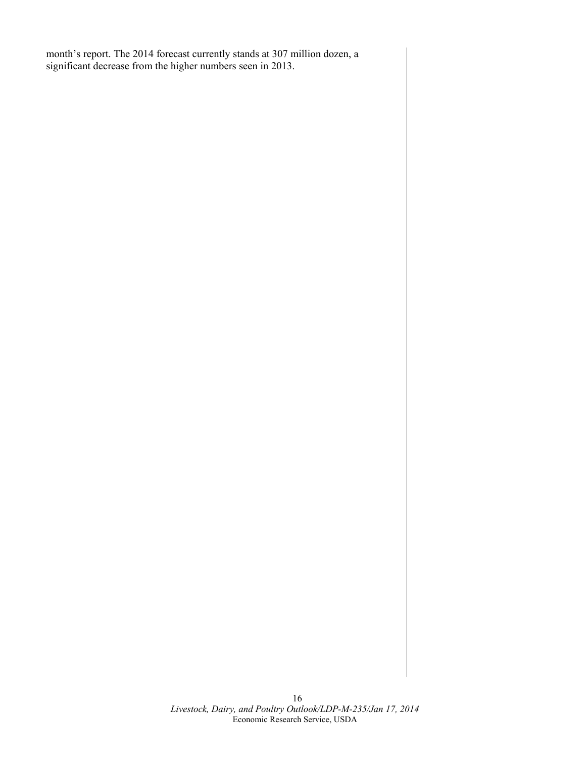month's report. The 2014 forecast currently stands at 307 million dozen, a significant decrease from the higher numbers seen in 2013.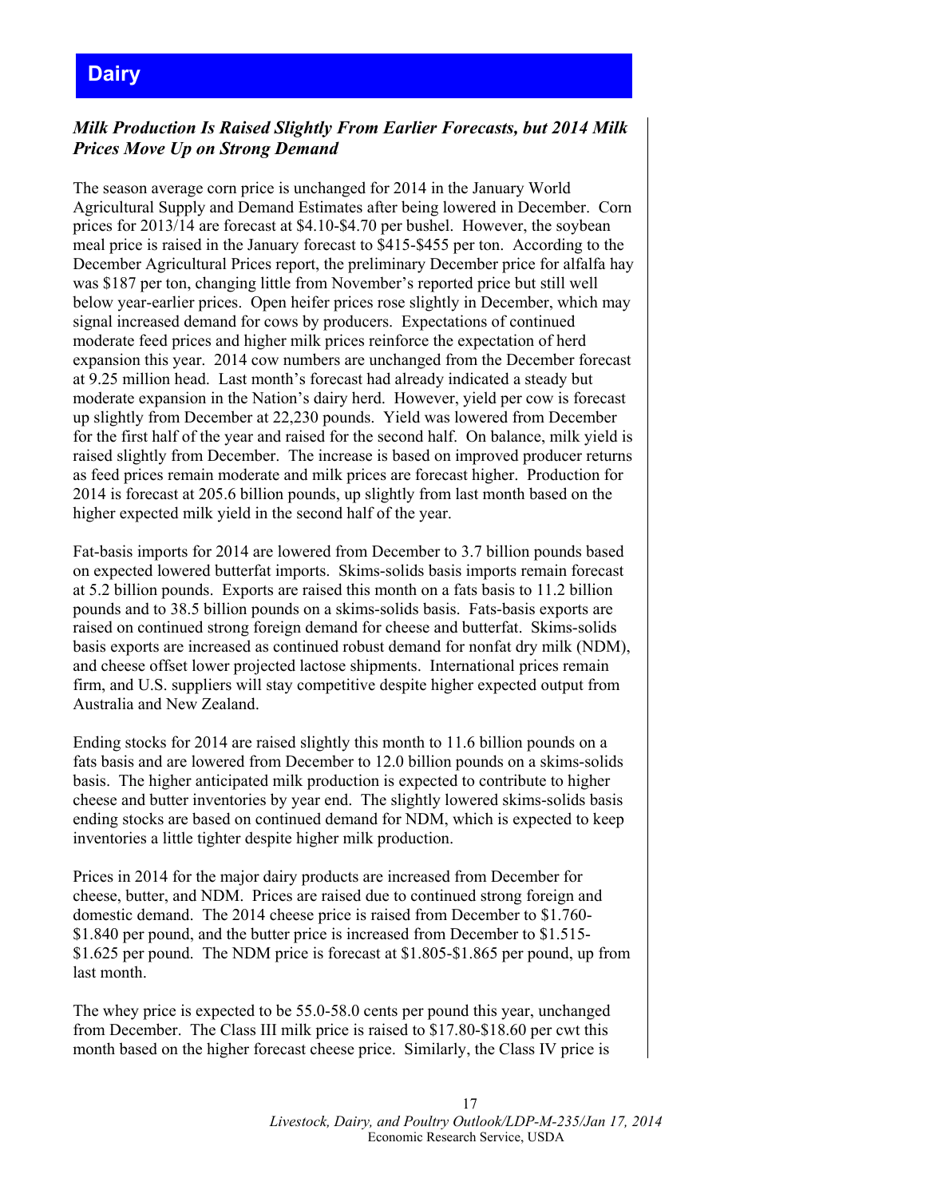# Dairy

***Milk Production Is Raised Slightly From Earlier Forecasts, but 2014 Milk Prices Move Up on Strong Demand***

The season average corn price is unchanged for 2014 in the January World Agricultural Supply and Demand Estimates after being lowered in December. Corn prices for 2013/14 are forecast at $4.10-$4.70 per bushel. However, the soybean meal price is raised in the January forecast to $415-$455 per ton. According to the December Agricultural Prices report, the preliminary December price for alfalfa hay was $187 per ton, changing little from November's reported price but still well below year-earlier prices. Open heifer prices rose slightly in December, which may signal increased demand for cows by producers. Expectations of continued moderate feed prices and higher milk prices reinforce the expectation of herd expansion this year. 2014 cow numbers are unchanged from the December forecast at 9.25 million head. Last month's forecast had already indicated a steady but moderate expansion in the Nation's dairy herd. However, yield per cow is forecast up slightly from December at 22,230 pounds. Yield was lowered from December for the first half of the year and raised for the second half. On balance, milk yield is raised slightly from December. The increase is based on improved producer returns as feed prices remain moderate and milk prices are forecast higher. Production for 2014 is forecast at 205.6 billion pounds, up slightly from last month based on the higher expected milk yield in the second half of the year.

Fat-basis imports for 2014 are lowered from December to 3.7 billion pounds based on expected lowered butterfat imports. Skims-solids basis imports remain forecast at 5.2 billion pounds. Exports are raised this month on a fats basis to 11.2 billion pounds and to 38.5 billion pounds on a skims-solids basis. Fats-basis exports are raised on continued strong foreign demand for cheese and butterfat. Skims-solids basis exports are increased as continued robust demand for nonfat dry milk (NDM), and cheese offset lower projected lactose shipments. International prices remain firm, and U.S. suppliers will stay competitive despite higher expected output from Australia and New Zealand.

Ending stocks for 2014 are raised slightly this month to 11.6 billion pounds on a fats basis and are lowered from December to 12.0 billion pounds on a skims-solids basis. The higher anticipated milk production is expected to contribute to higher cheese and butter inventories by year end. The slightly lowered skims-solids basis ending stocks are based on continued demand for NDM, which is expected to keep inventories a little tighter despite higher milk production.

Prices in 2014 for the major dairy products are increased from December for cheese, butter, and NDM. Prices are raised due to continued strong foreign and domestic demand. The 2014 cheese price is raised from December to $1.760-$1.840 per pound, and the butter price is increased from December to $1.515-$1.625 per pound. The NDM price is forecast at $1.805-$1.865 per pound, up from last month.

The whey price is expected to be 55.0-58.0 cents per pound this year, unchanged from December. The Class III milk price is raised to $17.80-$18.60 per cwt this month based on the higher forecast cheese price. Similarly, the Class IV price is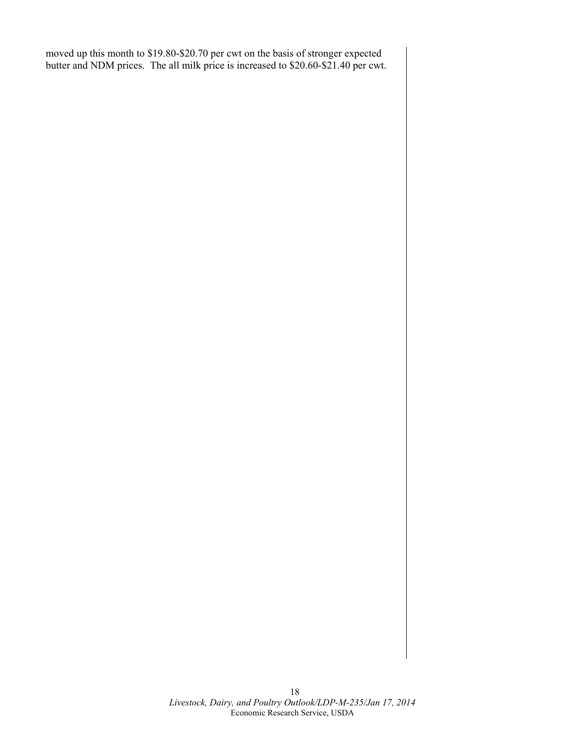moved up this month to $19.80-$20.70 per cwt on the basis of stronger expected butter and NDM prices. The all milk price is increased to $20.60-$21.40 per cwt.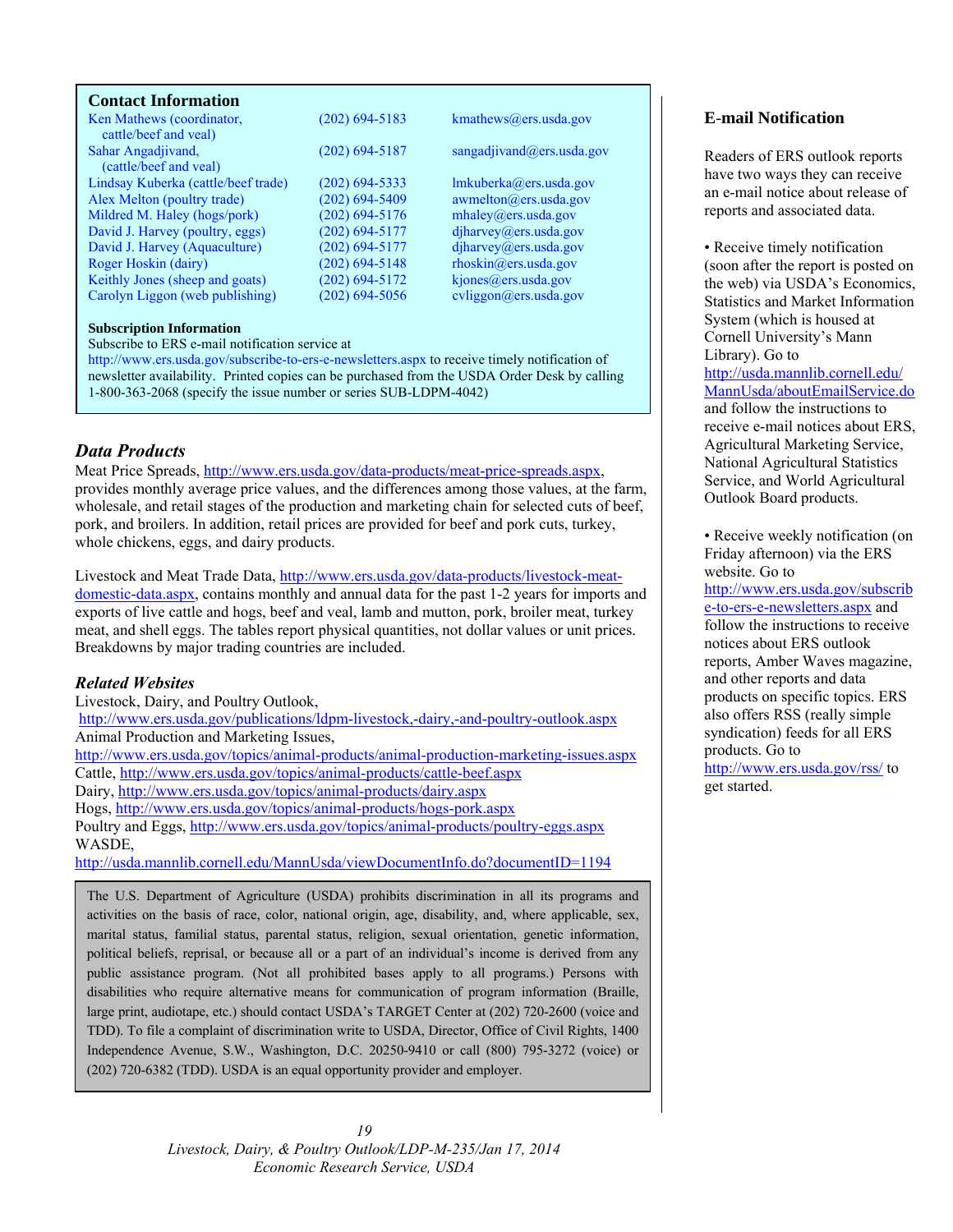## Contact Information

| | | |
|---|---|---|
| Ken Mathews (coordinator, cattle/beef and veal) | (202) 694-5183 | kmathews@ers.usda.gov |
| Sahar Angadjivand, (cattle/beef and veal) | (202) 694-5187 | sangadjivand@ers.usda.gov |
| Lindsay Kuberka (cattle/beef trade) | (202) 694-5333 | lmkuberka@ers.usda.gov |
| Alex Melton (poultry trade) | (202) 694-5409 | awmelton@ers.usda.gov |
| Mildred M. Haley (hogs/pork) | (202) 694-5176 | mhaley@ers.usda.gov |
| David J. Harvey (poultry, eggs) | (202) 694-5177 | djharvey@ers.usda.gov |
| David J. Harvey (Aquaculture) | (202) 694-5177 | djharvey@ers.usda.gov |
| Roger Hoskin (dairy) | (202) 694-5148 | rhoskin@ers.usda.gov |
| Keithly Jones (sheep and goats) | (202) 694-5172 | kjones@ers.usda.gov |
| Carolyn Liggon (web publishing) | (202) 694-5056 | cvliggon@ers.usda.gov |

**Subscription Information**

Subscribe to ERS e-mail notification service at http://www.ers.usda.gov/subscribe-to-ers-e-newsletters.aspx to receive timely notification of newsletter availability. Printed copies can be purchased from the USDA Order Desk by calling 1-800-363-2068 (specify the issue number or series SUB-LDPM-4042)

## *Data Products*

Meat Price Spreads, http://www.ers.usda.gov/data-products/meat-price-spreads.aspx, provides monthly average price values, and the differences among those values, at the farm, wholesale, and retail stages of the production and marketing chain for selected cuts of beef, pork, and broilers. In addition, retail prices are provided for beef and pork cuts, turkey, whole chickens, eggs, and dairy products.

Livestock and Meat Trade Data, http://www.ers.usda.gov/data-products/livestock-meat-domestic-data.aspx, contains monthly and annual data for the past 1-2 years for imports and exports of live cattle and hogs, beef and veal, lamb and mutton, pork, broiler meat, turkey meat, and shell eggs. The tables report physical quantities, not dollar values or unit prices. Breakdowns by major trading countries are included.

## *Related Websites*

Livestock, Dairy, and Poultry Outlook,
http://www.ers.usda.gov/publications/ldpm-livestock,-dairy,-and-poultry-outlook.aspx
Animal Production and Marketing Issues,
http://www.ers.usda.gov/topics/animal-products/animal-production-marketing-issues.aspx
Cattle, http://www.ers.usda.gov/topics/animal-products/cattle-beef.aspx
Dairy, http://www.ers.usda.gov/topics/animal-products/dairy.aspx
Hogs, http://www.ers.usda.gov/topics/animal-products/hogs-pork.aspx
Poultry and Eggs, http://www.ers.usda.gov/topics/animal-products/poultry-eggs.aspx
WASDE,
http://usda.mannlib.cornell.edu/MannUsda/viewDocumentInfo.do?documentID=1194

The U.S. Department of Agriculture (USDA) prohibits discrimination in all its programs and activities on the basis of race, color, national origin, age, disability, and, where applicable, sex, marital status, familial status, parental status, religion, sexual orientation, genetic information, political beliefs, reprisal, or because all or a part of an individual's income is derived from any public assistance program. (Not all prohibited bases apply to all programs.) Persons with disabilities who require alternative means for communication of program information (Braille, large print, audiotape, etc.) should contact USDA's TARGET Center at (202) 720-2600 (voice and TDD). To file a complaint of discrimination write to USDA, Director, Office of Civil Rights, 1400 Independence Avenue, S.W., Washington, D.C. 20250-9410 or call (800) 795-3272 (voice) or (202) 720-6382 (TDD). USDA is an equal opportunity provider and employer.

## E-mail Notification

Readers of ERS outlook reports have two ways they can receive an e-mail notice about release of reports and associated data.

- Receive timely notification (soon after the report is posted on the web) via USDA's Economics, Statistics and Market Information System (which is housed at Cornell University's Mann Library). Go to http://usda.mannlib.cornell.edu/MannUsda/aboutEmailService.do and follow the instructions to receive e-mail notices about ERS, Agricultural Marketing Service, National Agricultural Statistics Service, and World Agricultural Outlook Board products.

- Receive weekly notification (on Friday afternoon) via the ERS website. Go to http://www.ers.usda.gov/subscribe-to-ers-e-newsletters.aspx and follow the instructions to receive notices about ERS outlook reports, Amber Waves magazine, and other reports and data products on specific topics. ERS also offers RSS (really simple syndication) feeds for all ERS products. Go to http://www.ers.usda.gov/rss/ to get started.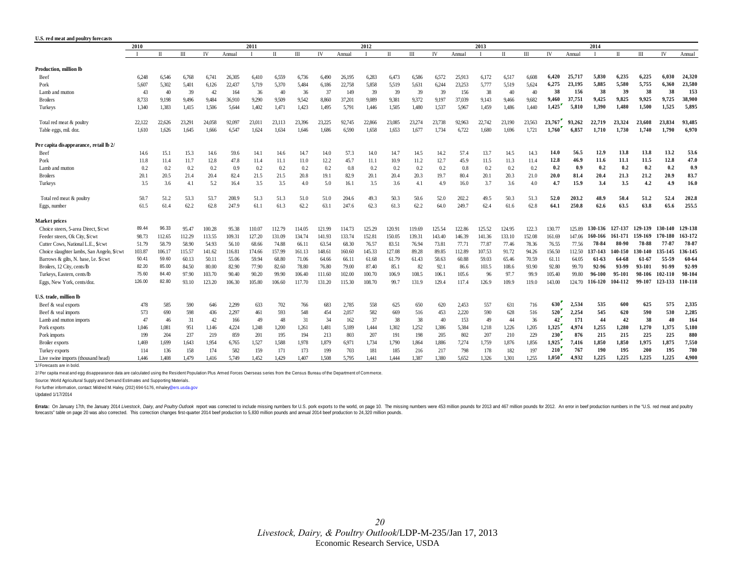**U.S. red meat and poultry forecasts**

| | 2010 | | | | | 2011 | | | | | 2012 | | | | | 2013 | | | | | 2014 | | | | |
|---|---|---|---|---|---|---|---|---|---|---|---|---|---|---|---|---|---|---|---|---|---|---|---|---|---|
| | I | II | III | IV | Annual | I | II | III | IV | Annual | I | II | III | IV | Annual | I | II | III | IV | Annual | I | II | III | IV | Annual |
| **Production, million lb** | | | | | | | | | | | | | | | | | | | | | | | | | |
| Beef | 6,248 | 6,546 | 6,768 | 6,741 | 26,305 | 6,410 | 6,559 | 6,736 | 6,490 | 26,195 | 6,283 | 6,473 | 6,586 | 6,572 | 25,913 | 6,172 | 6,517 | 6,608 | **6,420** | **25,717** | **5,830** | **6,235** | **6,225** | **6,030** | **24,320** |
| Pork | 5,607 | 5,302 | 5,401 | 6,126 | 22,437 | 5,719 | 5,370 | 5,484 | 6,186 | 22,758 | 5,858 | 5,519 | 5,631 | 6,244 | 23,253 | 5,777 | 5,519 | 5,624 | **6,275** | **23,195** | **5,885** | **5,580** | **5,755** | **6,360** | **23,580** |
| Lamb and mutton | 43 | 40 | 39 | 42 | 164 | 36 | 40 | 36 | 37 | 149 | 39 | 39 | 39 | 39 | 156 | 38 | 40 | 40 | **38** | **156** | **38** | **39** | **38** | **38** | **153** |
| Broilers | 8,733 | 9,198 | 9,496 | 9,484 | 36,910 | 9,290 | 9,509 | 9,542 | 8,860 | 37,201 | 9,089 | 9,381 | 9,372 | 9,197 | 37,039 | 9,143 | 9,466 | 9,682 | **9,460** | **37,751** | **9,425** | **9,825** | **9,925** | **9,725** | **38,900** |
| Turkeys | 1,340 | 1,383 | 1,415 | 1,506 | 5,644 | 1,402 | 1,471 | 1,423 | 1,495 | 5,791 | 1,446 | 1,505 | 1,480 | 1,537 | 5,967 | 1,459 | 1,486 | 1,440 | **1,425** | **5,810** | **1,390** | **1,480** | **1,500** | **1,525** | **5,895** |
| Total red meat & poultry | 22,122 | 22,626 | 23,291 | 24,058 | 92,097 | 23,011 | 23,113 | 23,396 | 23,225 | 92,745 | 22,866 | 23,085 | 23,274 | 23,738 | 92,963 | 22,742 | 23,190 | 23,563 | **23,767** | **93,262** | **22,719** | **23,324** | **23,608** | **23,834** | **93,485** |
| Table eggs, mil. doz. | 1,610 | 1,626 | 1,645 | 1,666 | 6,547 | 1,624 | 1,634 | 1,646 | 1,686 | 6,590 | 1,658 | 1,653 | 1,677 | 1,734 | 6,722 | 1,680 | 1,696 | 1,721 | **1,760** | **6,857** | **1,710** | **1,730** | **1,740** | **1,790** | **6,970** |
| **Per capita disappearance, retail lb 2/** | | | | | | | | | | | | | | | | | | | | | | | | | |
| Beef | 14.6 | 15.1 | 15.3 | 14.6 | 59.6 | 14.1 | 14.6 | 14.7 | 14.0 | 57.3 | 14.0 | 14.7 | 14.5 | 14.2 | 57.4 | 13.7 | 14.5 | 14.3 | **14.0** | **56.5** | **12.9** | **13.8** | **13.8** | **13.2** | **53.6** |
| Pork | 11.8 | 11.4 | 11.7 | 12.8 | 47.8 | 11.4 | 11.1 | 11.0 | 12.2 | 45.7 | 11.1 | 10.9 | 11.2 | 12.7 | 45.9 | 11.5 | 11.3 | 11.4 | **12.8** | **46.9** | **11.6** | **11.1** | **11.5** | **12.8** | **47.0** |
| Lamb and mutton | 0.2 | 0.2 | 0.2 | 0.2 | 0.9 | 0.2 | 0.2 | 0.2 | 0.2 | 0.8 | 0.2 | 0.2 | 0.2 | 0.2 | 0.8 | 0.2 | 0.2 | 0.2 | **0.2** | **0.9** | **0.2** | **0.2** | **0.2** | **0.2** | **0.9** |
| Broilers | 20.1 | 20.5 | 21.4 | 20.4 | 82.4 | 21.5 | 21.5 | 20.8 | 19.1 | 82.9 | 20.1 | 20.4 | 20.3 | 19.7 | 80.4 | 20.1 | 20.3 | 21.0 | **20.0** | **81.4** | **20.4** | **21.3** | **21.2** | **20.9** | **83.7** |
| Turkeys | 3.5 | 3.6 | 4.1 | 5.2 | 16.4 | 3.5 | 3.5 | 4.0 | 5.0 | 16.1 | 3.5 | 3.6 | 4.1 | 4.9 | 16.0 | 3.7 | 3.6 | 4.0 | **4.7** | **15.9** | **3.4** | **3.5** | **4.2** | **4.9** | **16.0** |
| Total red meat & poultry | 50.7 | 51.2 | 53.3 | 53.7 | 208.9 | 51.3 | 51.3 | 51.0 | 51.0 | 204.6 | 49.3 | 50.3 | 50.6 | 52.0 | 202.2 | 49.5 | 50.3 | 51.3 | **52.0** | **203.2** | **48.9** | **50.4** | **51.2** | **52.4** | **202.8** |
| Eggs, number | 61.5 | 61.4 | 62.2 | 62.8 | 247.9 | 61.1 | 61.3 | 62.2 | 63.1 | 247.6 | 62.3 | 61.3 | 62.2 | 64.0 | 249.7 | 62.4 | 61.6 | 62.8 | **64.1** | **250.8** | **62.6** | **63.5** | **63.8** | **65.6** | **255.5** |
| **Market prices** | | | | | | | | | | | | | | | | | | | | | | | | | |
| Choice steers, 5-area Direct, $/cwt | 89.44 | 96.33 | 95.47 | 100.28 | 95.38 | 110.07 | 112.79 | 114.05 | 121.99 | 114.73 | 125.29 | 120.91 | 119.69 | 125.54 | 122.86 | 125.52 | 124.95 | 122.3 | 130.77 | 125.89 | **130-136** | **127-137** | **129-139** | **130-140** | **129-138** |
| Feeder steers, Ok City, $/cwt | 98.73 | 112.65 | 112.29 | 113.55 | 109.31 | 127.20 | 131.09 | 134.74 | 141.93 | 133.74 | 152.81 | 150.05 | 139.31 | 143.40 | 146.39 | 141.36 | 133.10 | 152.08 | 161.69 | 147.06 | **160-166** | **161-171** | **159-169** | **170-180** | **163-172** |
| Cutter Cows, National L.E., $/cwt | 51.79 | 58.79 | 58.90 | 54.93 | 56.10 | 68.66 | 74.88 | 66.11 | 63.54 | 68.30 | 76.57 | 83.51 | 76.94 | 73.81 | 77.71 | 77.87 | 77.46 | 78.36 | 76.55 | 77.56 | **78-84** | **80-90** | **78-88** | **77-87** | **78-87** |
| Choice slaughter lambs, San Angelo, $/cwt | 103.87 | 106.17 | 115.57 | 141.62 | 116.81 | 174.66 | 157.99 | 161.13 | 148.61 | 160.60 | 145.33 | 127.08 | 89.28 | 89.85 | 112.89 | 107.53 | 91.72 | 94.26 | 156.50 | 112.50 | **137-143** | **140-150** | **130-140** | **135-145** | **136-145** |
| Barrows & gilts, N. base, l.e. $/cwt | 50.41 | 59.60 | 60.13 | 50.11 | 55.06 | 59.94 | 68.80 | 71.06 | 64.66 | 66.11 | 61.68 | 61.79 | 61.43 | 58.63 | 60.88 | 59.03 | 65.46 | 70.59 | 61.11 | 64.05 | **61-63** | **64-68** | **61-67** | **55-59** | **60-64** |
| Broilers, 12 City, cents/lb | 82.20 | 85.00 | 84.50 | 80.00 | 82.90 | 77.90 | 82.60 | 78.80 | 76.80 | 79.00 | 87.40 | 85.1 | 82 | 92.1 | 86.6 | 103.5 | 108.6 | 93.90 | 92.80 | 99.70 | **92-96** | **93-99** | **93-101** | **91-99** | **92-99** |
| Turkeys, Eastern, cents/lb | 75.60 | 84.40 | 97.90 | 103.70 | 90.40 | 90.20 | 99.90 | 106.40 | 111.60 | 102.00 | 100.70 | 106.9 | 108.5 | 106.1 | 105.6 | 96 | 97.7 | 99.9 | 105.40 | 99.80 | **96-100** | **95-101** | **98-106** | **102-110** | **98-104** |
| Eggs, New York, cents/doz. | 126.00 | 82.80 | 93.10 | 123.20 | 106.30 | 105.80 | 106.60 | 117.70 | 131.20 | 115.30 | 108.70 | 99.7 | 131.9 | 129.4 | 117.4 | 126.9 | 109.9 | 119.0 | 143.00 | 124.70 | **116-120** | **104-112** | **99-107** | **123-133** | **110-118** |
| **U.S. trade, million lb** | | | | | | | | | | | | | | | | | | | | | | | | | |
| Beef & veal exports | 478 | 585 | 590 | 646 | 2,299 | 633 | 702 | 766 | 683 | 2,785 | 558 | 625 | 650 | 620 | 2,453 | 557 | 631 | 716 | **630** | **2,534** | **535** | **600** | **625** | **575** | **2,335** |
| Beef & veal imports | 573 | 690 | 598 | 436 | 2,297 | 461 | 593 | 548 | 454 | 2,057 | 582 | 669 | 516 | 453 | 2,220 | 590 | 628 | 516 | **520** | **2,254** | **545** | **620** | **590** | **530** | **2,285** |
| Lamb and mutton imports | 47 | 46 | 31 | 42 | 166 | 49 | 48 | 31 | 34 | 162 | 37 | 38 | 38 | 40 | 153 | 49 | 44 | 36 | **42** | **171** | **44** | **42** | **38** | **40** | **164** |
| Pork exports | 1,046 | 1,081 | 951 | 1,146 | 4,224 | 1,248 | 1,200 | 1,261 | 1,481 | 5,189 | 1,444 | 1,302 | 1,252 | 1,386 | 5,384 | 1,218 | 1,226 | 1,205 | **1,325** | **4,974** | **1,255** | **1,280** | **1,270** | **1,375** | **5,180** |
| Pork imports | 199 | 204 | 237 | 219 | 859 | 201 | 195 | 194 | 213 | 803 | 207 | 191 | 198 | 205 | 802 | 207 | 210 | 229 | **230** | **876** | **215** | **215** | **225** | **225** | **880** |
| Broiler exports | 1,469 | 1,699 | 1,643 | 1,954 | 6,765 | 1,527 | 1,588 | 1,978 | 1,879 | 6,971 | 1,734 | 1,790 | 1,864 | 1,886 | 7,274 | 1,759 | 1,876 | 1,856 | **1,925** | **7,416** | **1,850** | **1,850** | **1,975** | **1,875** | **7,550** |
| Turkey exports | 114 | 136 | 158 | 174 | 582 | 159 | 171 | 173 | 199 | 703 | 181 | 185 | 216 | 217 | 798 | 178 | 182 | 197 | **210** | **767** | **190** | **195** | **200** | **195** | **780** |
| Live swine imports (thousand head) | 1,446 | 1,408 | 1,479 | 1,416 | 5,749 | 1,452 | 1,429 | 1,407 | 1,508 | 5,795 | 1,441 | 1,444 | 1,387 | 1,380 | 5,652 | 1,326 | 1,301 | 1,255 | **1,050** | **4,932** | **1,225** | **1,225** | **1,225** | **1,225** | **4,900** |

1/ Forecasts are in bold.

2/ Per capita meat and egg disappearance data are calculated using the Resident Population Plus Armed Forces Overseas series from the Census Bureau of the Department of Commerce.

Source: World Agricultural Supply and Demand Estimates and Supporting Materials.

For further information, contact: Mildred M. Haley, (202) 694-5176, mhaley@ers.usda.gov

Updated 1/17/2014

**Errata:** On January 17th, the January 2014 *Livestock, Dairy, and Poultry Outlook* report was corrected to include missing numbers for U.S. pork exports to the world, on page 10. The missing numbers were 453 million pounds for 2013 and 467 million pounds for 2012. An error in beef production numbers in the "U.S. red meat and poultry forecasts" table on page 20 was also corrected. This correction changes first-quarter 2014 beef production to 5,830 million pounds and annual 2014 beef production to 24,320 million pounds.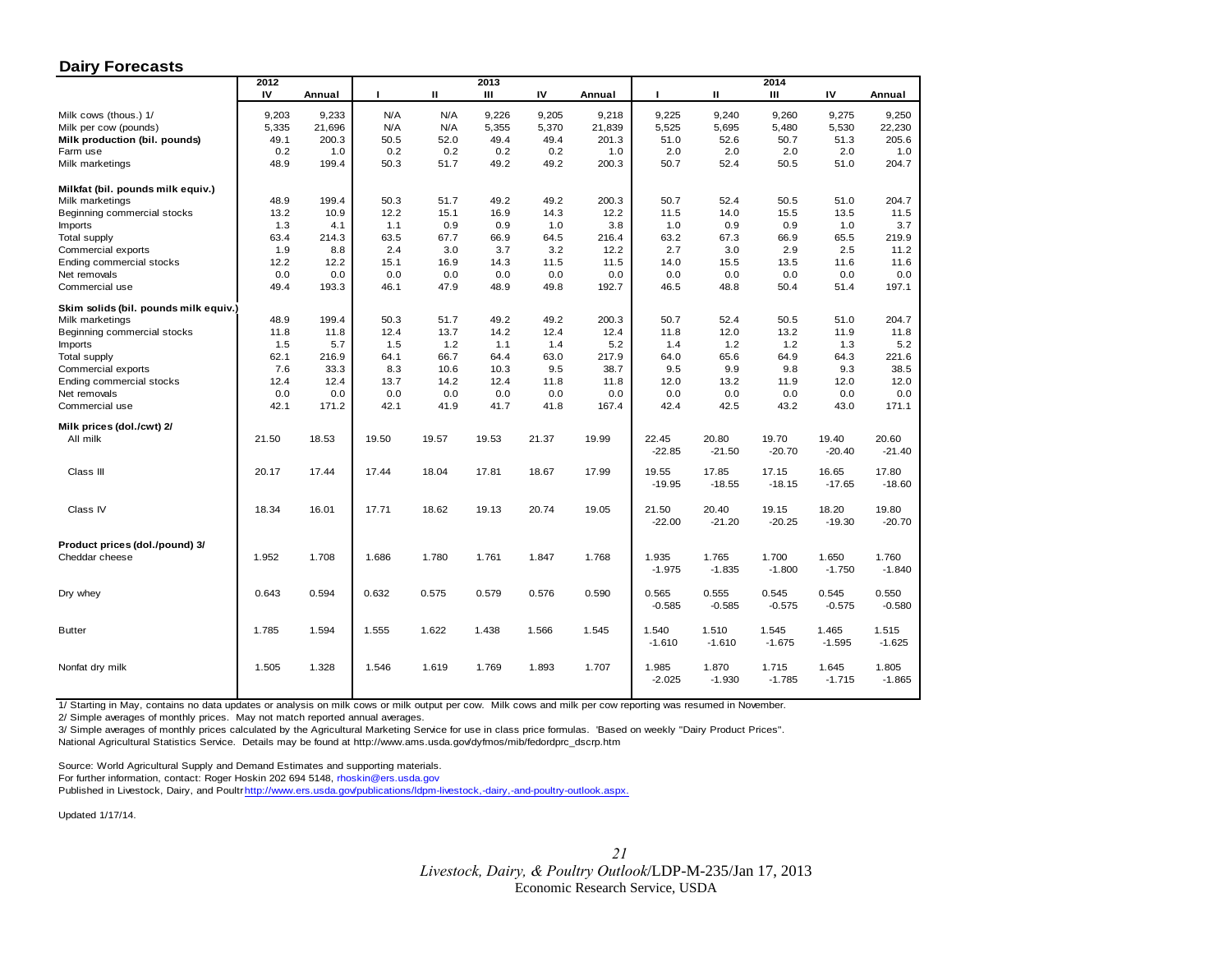## Dairy Forecasts

| | 2012 | | 2013 | | | | | 2014 | | | | |
|---|---|---|---|---|---|---|---|---|---|---|---|---|
| | IV | Annual | I | II | III | IV | Annual | I | II | III | IV | Annual |
| Milk cows (thous.) 1/ | 9,203 | 9,233 | N/A | N/A | 9,226 | 9,205 | 9,218 | 9,225 | 9,240 | 9,260 | 9,275 | 9,250 |
| Milk per cow (pounds) | 5,335 | 21,696 | N/A | N/A | 5,355 | 5,370 | 21,839 | 5,525 | 5,695 | 5,480 | 5,530 | 22,230 |
| **Milk production (bil. pounds)** | 49.1 | 200.3 | 50.5 | 52.0 | 49.4 | 49.4 | 201.3 | 51.0 | 52.6 | 50.7 | 51.3 | 205.6 |
| Farm use | 0.2 | 1.0 | 0.2 | 0.2 | 0.2 | 0.2 | 1.0 | 2.0 | 2.0 | 2.0 | 2.0 | 1.0 |
| Milk marketings | 48.9 | 199.4 | 50.3 | 51.7 | 49.2 | 49.2 | 200.3 | 50.7 | 52.4 | 50.5 | 51.0 | 204.7 |
| **Milkfat (bil. pounds milk equiv.)** | | | | | | | | | | | | |
| Milk marketings | 48.9 | 199.4 | 50.3 | 51.7 | 49.2 | 49.2 | 200.3 | 50.7 | 52.4 | 50.5 | 51.0 | 204.7 |
| Beginning commercial stocks | 13.2 | 10.9 | 12.2 | 15.1 | 16.9 | 14.3 | 12.2 | 11.5 | 14.0 | 15.5 | 13.5 | 11.5 |
| Imports | 1.3 | 4.1 | 1.1 | 0.9 | 0.9 | 1.0 | 3.8 | 1.0 | 0.9 | 0.9 | 1.0 | 3.7 |
| Total supply | 63.4 | 214.3 | 63.5 | 67.7 | 66.9 | 64.5 | 216.4 | 63.2 | 67.3 | 66.9 | 65.5 | 219.9 |
| Commercial exports | 1.9 | 8.8 | 2.4 | 3.0 | 3.7 | 3.2 | 12.2 | 2.7 | 3.0 | 2.9 | 2.5 | 11.2 |
| Ending commercial stocks | 12.2 | 12.2 | 15.1 | 16.9 | 14.3 | 11.5 | 11.5 | 14.0 | 15.5 | 13.5 | 11.6 | 11.6 |
| Net removals | 0.0 | 0.0 | 0.0 | 0.0 | 0.0 | 0.0 | 0.0 | 0.0 | 0.0 | 0.0 | 0.0 | 0.0 |
| Commercial use | 49.4 | 193.3 | 46.1 | 47.9 | 48.9 | 49.8 | 192.7 | 46.5 | 48.8 | 50.4 | 51.4 | 197.1 |
| **Skim solids (bil. pounds milk equiv.)** | | | | | | | | | | | | |
| Milk marketings | 48.9 | 199.4 | 50.3 | 51.7 | 49.2 | 49.2 | 200.3 | 50.7 | 52.4 | 50.5 | 51.0 | 204.7 |
| Beginning commercial stocks | 11.8 | 11.8 | 12.4 | 13.7 | 14.2 | 12.4 | 12.4 | 11.8 | 12.0 | 13.2 | 11.9 | 11.8 |
| Imports | 1.5 | 5.7 | 1.5 | 1.2 | 1.1 | 1.4 | 5.2 | 1.4 | 1.2 | 1.2 | 1.3 | 5.2 |
| Total supply | 62.1 | 216.9 | 64.1 | 66.7 | 64.4 | 63.0 | 217.9 | 64.0 | 65.6 | 64.9 | 64.3 | 221.6 |
| Commercial exports | 7.6 | 33.3 | 8.3 | 10.6 | 10.3 | 9.5 | 38.7 | 9.5 | 9.9 | 9.8 | 9.3 | 38.5 |
| Ending commercial stocks | 12.4 | 12.4 | 13.7 | 14.2 | 12.4 | 11.8 | 11.8 | 12.0 | 13.2 | 11.9 | 12.0 | 12.0 |
| Net removals | 0.0 | 0.0 | 0.0 | 0.0 | 0.0 | 0.0 | 0.0 | 0.0 | 0.0 | 0.0 | 0.0 | 0.0 |
| Commercial use | 42.1 | 171.2 | 42.1 | 41.9 | 41.7 | 41.8 | 167.4 | 42.4 | 42.5 | 43.2 | 43.0 | 171.1 |
| **Milk prices (dol./cwt) 2/** | | | | | | | | | | | | |
| All milk | 21.50 | 18.53 | 19.50 | 19.57 | 19.53 | 21.37 | 19.99 | 22.45 -22.85 | 20.80 -21.50 | 19.70 -20.70 | 19.40 -20.40 | 20.60 -21.40 |
| Class III | 20.17 | 17.44 | 17.44 | 18.04 | 17.81 | 18.67 | 17.99 | 19.55 -19.95 | 17.85 -18.55 | 17.15 -18.15 | 16.65 -17.65 | 17.80 -18.60 |
| Class IV | 18.34 | 16.01 | 17.71 | 18.62 | 19.13 | 20.74 | 19.05 | 21.50 -22.00 | 20.40 -21.20 | 19.15 -20.25 | 18.20 -19.30 | 19.80 -20.70 |
| **Product prices (dol./pound) 3/** | | | | | | | | | | | | |
| Cheddar cheese | 1.952 | 1.708 | 1.686 | 1.780 | 1.761 | 1.847 | 1.768 | 1.935 -1.975 | 1.765 -1.835 | 1.700 -1.800 | 1.650 -1.750 | 1.760 -1.840 |
| Dry whey | 0.643 | 0.594 | 0.632 | 0.575 | 0.579 | 0.576 | 0.590 | 0.565 -0.585 | 0.555 -0.585 | 0.545 -0.575 | 0.545 -0.575 | 0.550 -0.580 |
| Butter | 1.785 | 1.594 | 1.555 | 1.622 | 1.438 | 1.566 | 1.545 | 1.540 -1.610 | 1.510 -1.610 | 1.545 -1.675 | 1.465 -1.595 | 1.515 -1.625 |
| Nonfat dry milk | 1.505 | 1.328 | 1.546 | 1.619 | 1.769 | 1.893 | 1.707 | 1.985 -2.025 | 1.870 -1.930 | 1.715 -1.785 | 1.645 -1.715 | 1.805 -1.865 |

1/ Starting in May, contains no data updates or analysis on milk cows or milk output per cow. Milk cows and milk per cow reporting was resumed in November.

2/ Simple averages of monthly prices. May not match reported annual averages.

3/ Simple averages of monthly prices calculated by the Agricultural Marketing Service for use in class price formulas. 'Based on weekly "Dairy Product Prices". National Agricultural Statistics Service. Details may be found at http://www.ams.usda.gov/dyfmos/mib/fedordprc_dscrp.htm

Source: World Agricultural Supply and Demand Estimates and supporting materials.

For further information, contact: Roger Hoskin 202 694 5148, rhoskin@ers.usda.gov

Published in Livestock, Dairy, and Poultr http://www.ers.usda.gov/publications/ldpm-livestock,-dairy,-and-poultry-outlook.aspx.

Updated 1/17/14.

*Livestock, Dairy, & Poultry Outlook*/LDP-M-235/Jan 17, 2013
Economic Research Service, USDA